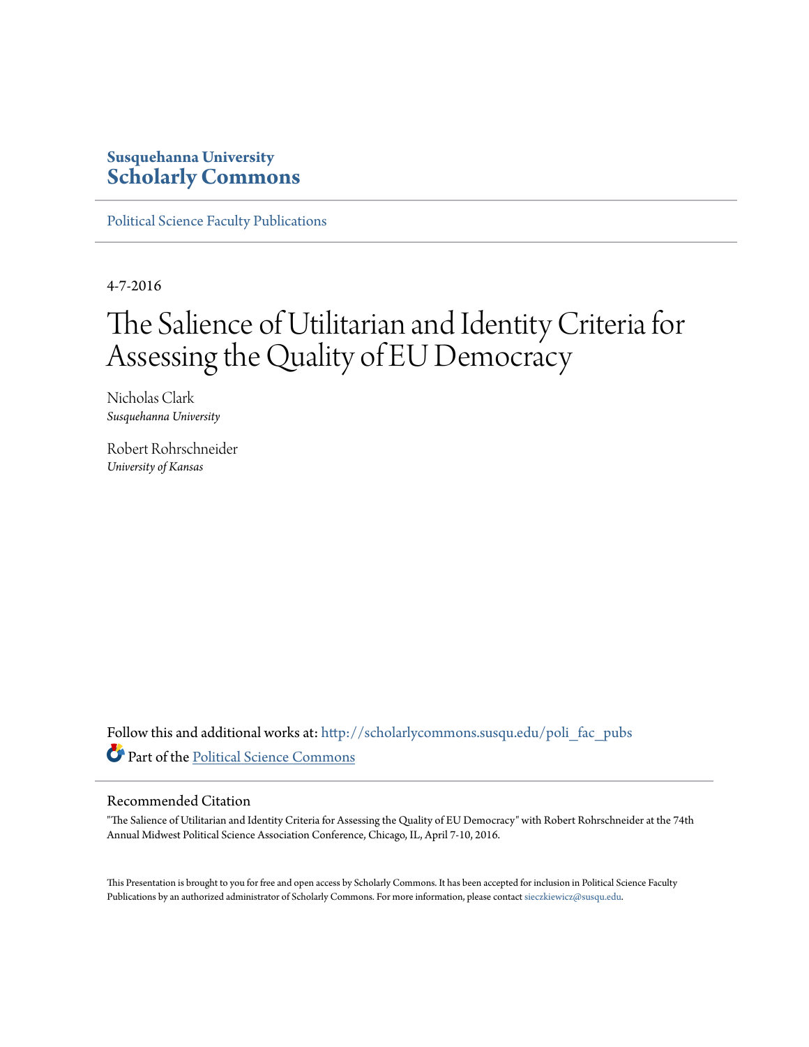**Susquehanna University**
**Scholarly Commons**

Political Science Faculty Publications

4-7-2016

# The Salience of Utilitarian and Identity Criteria for Assessing the Quality of EU Democracy

Nicholas Clark
*Susquehanna University*

Robert Rohrschneider
*University of Kansas*

Follow this and additional works at: http://scholarlycommons.susqu.edu/poli_fac_pubs

Part of the Political Science Commons

## Recommended Citation

"The Salience of Utilitarian and Identity Criteria for Assessing the Quality of EU Democracy" with Robert Rohrschneider at the 74th Annual Midwest Political Science Association Conference, Chicago, IL, April 7-10, 2016.

This Presentation is brought to you for free and open access by Scholarly Commons. It has been accepted for inclusion in Political Science Faculty Publications by an authorized administrator of Scholarly Commons. For more information, please contact sieczkiewicz@susqu.edu.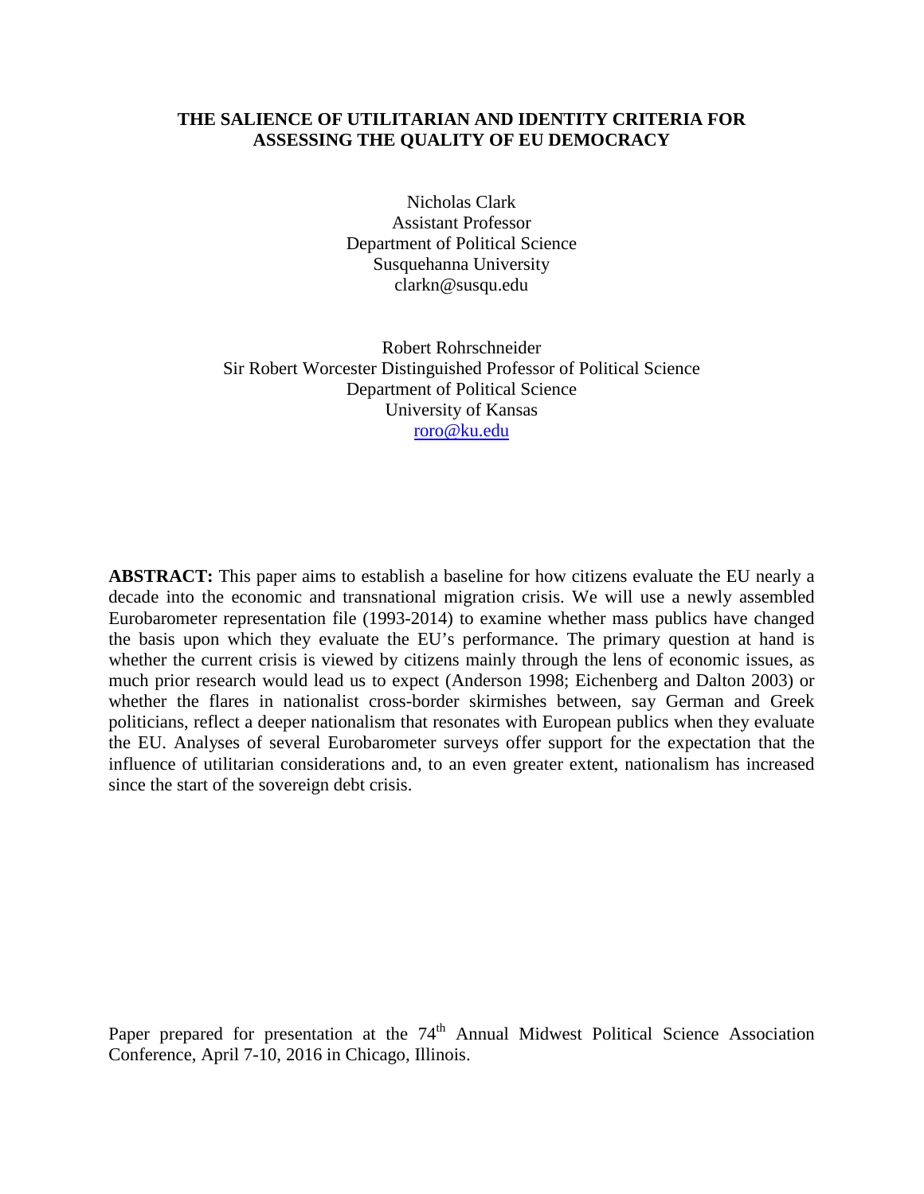# THE SALIENCE OF UTILITARIAN AND IDENTITY CRITERIA FOR ASSESSING THE QUALITY OF EU DEMOCRACY

Nicholas Clark
Assistant Professor
Department of Political Science
Susquehanna University
clarkn@susqu.edu

Robert Rohrschneider
Sir Robert Worcester Distinguished Professor of Political Science
Department of Political Science
University of Kansas
roro@ku.edu

**ABSTRACT:** This paper aims to establish a baseline for how citizens evaluate the EU nearly a decade into the economic and transnational migration crisis. We will use a newly assembled Eurobarometer representation file (1993-2014) to examine whether mass publics have changed the basis upon which they evaluate the EU's performance. The primary question at hand is whether the current crisis is viewed by citizens mainly through the lens of economic issues, as much prior research would lead us to expect (Anderson 1998; Eichenberg and Dalton 2003) or whether the flares in nationalist cross-border skirmishes between, say German and Greek politicians, reflect a deeper nationalism that resonates with European publics when they evaluate the EU. Analyses of several Eurobarometer surveys offer support for the expectation that the influence of utilitarian considerations and, to an even greater extent, nationalism has increased since the start of the sovereign debt crisis.

Paper prepared for presentation at the 74th Annual Midwest Political Science Association Conference, April 7-10, 2016 in Chicago, Illinois.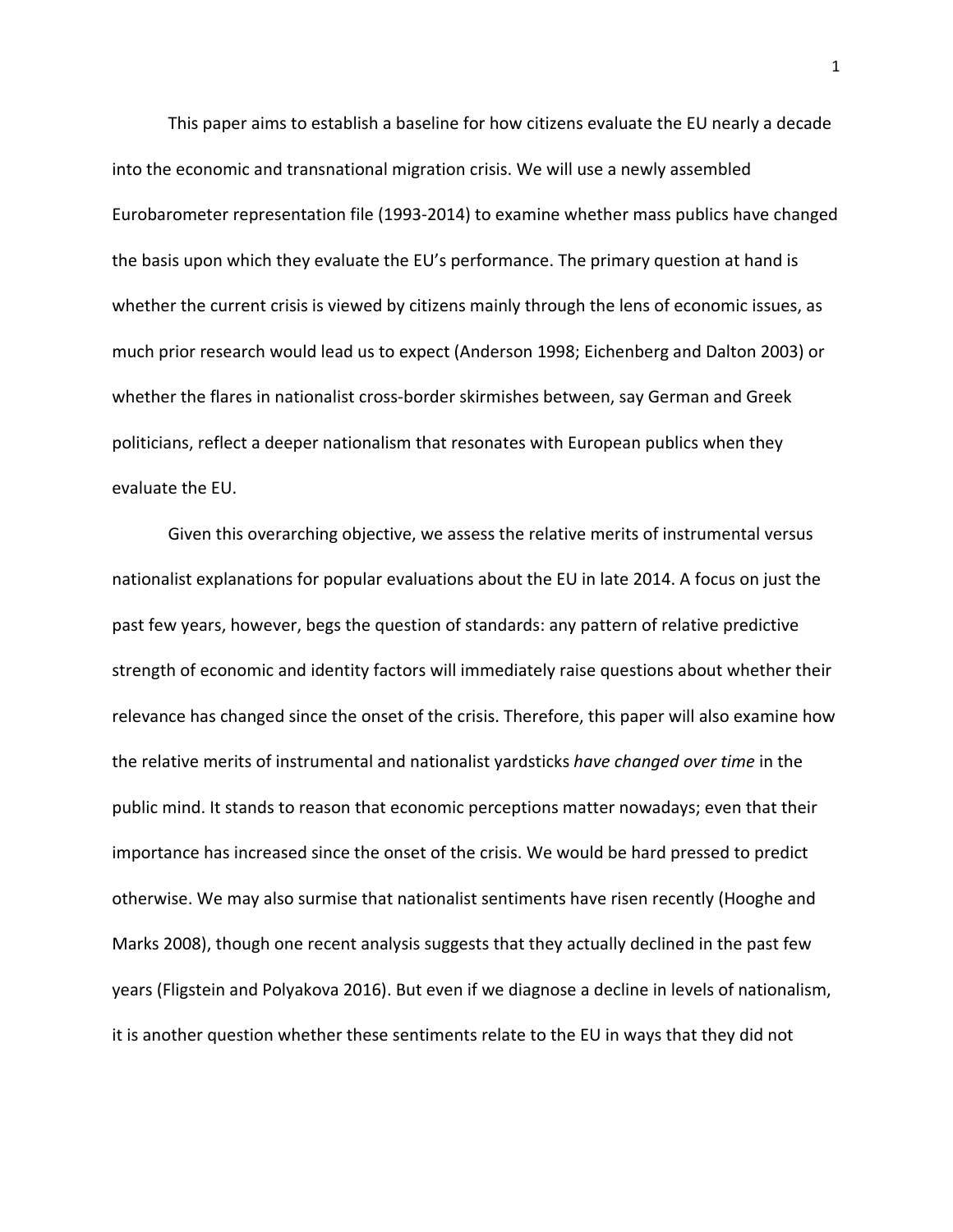This paper aims to establish a baseline for how citizens evaluate the EU nearly a decade into the economic and transnational migration crisis. We will use a newly assembled Eurobarometer representation file (1993-2014) to examine whether mass publics have changed the basis upon which they evaluate the EU's performance. The primary question at hand is whether the current crisis is viewed by citizens mainly through the lens of economic issues, as much prior research would lead us to expect (Anderson 1998; Eichenberg and Dalton 2003) or whether the flares in nationalist cross-border skirmishes between, say German and Greek politicians, reflect a deeper nationalism that resonates with European publics when they evaluate the EU.

Given this overarching objective, we assess the relative merits of instrumental versus nationalist explanations for popular evaluations about the EU in late 2014. A focus on just the past few years, however, begs the question of standards: any pattern of relative predictive strength of economic and identity factors will immediately raise questions about whether their relevance has changed since the onset of the crisis. Therefore, this paper will also examine how the relative merits of instrumental and nationalist yardsticks *have changed over time* in the public mind. It stands to reason that economic perceptions matter nowadays; even that their importance has increased since the onset of the crisis. We would be hard pressed to predict otherwise. We may also surmise that nationalist sentiments have risen recently (Hooghe and Marks 2008), though one recent analysis suggests that they actually declined in the past few years (Fligstein and Polyakova 2016). But even if we diagnose a decline in levels of nationalism, it is another question whether these sentiments relate to the EU in ways that they did not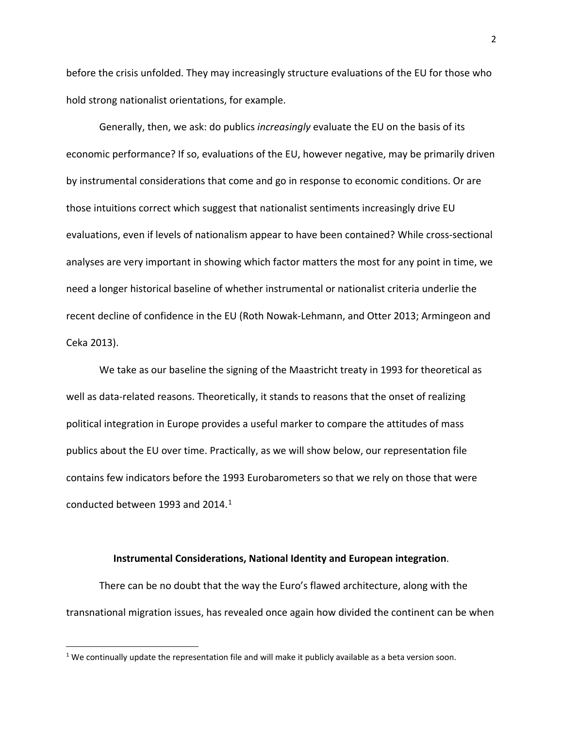before the crisis unfolded. They may increasingly structure evaluations of the EU for those who hold strong nationalist orientations, for example.

Generally, then, we ask: do publics *increasingly* evaluate the EU on the basis of its economic performance? If so, evaluations of the EU, however negative, may be primarily driven by instrumental considerations that come and go in response to economic conditions. Or are those intuitions correct which suggest that nationalist sentiments increasingly drive EU evaluations, even if levels of nationalism appear to have been contained? While cross-sectional analyses are very important in showing which factor matters the most for any point in time, we need a longer historical baseline of whether instrumental or nationalist criteria underlie the recent decline of confidence in the EU (Roth Nowak-Lehmann, and Otter 2013; Armingeon and Ceka 2013).

We take as our baseline the signing of the Maastricht treaty in 1993 for theoretical as well as data-related reasons. Theoretically, it stands to reasons that the onset of realizing political integration in Europe provides a useful marker to compare the attitudes of mass publics about the EU over time. Practically, as we will show below, our representation file contains few indicators before the 1993 Eurobarometers so that we rely on those that were conducted between 1993 and 2014.[1]

**Instrumental Considerations, National Identity and European integration**.

There can be no doubt that the way the Euro's flawed architecture, along with the transnational migration issues, has revealed once again how divided the continent can be when

[1] We continually update the representation file and will make it publicly available as a beta version soon.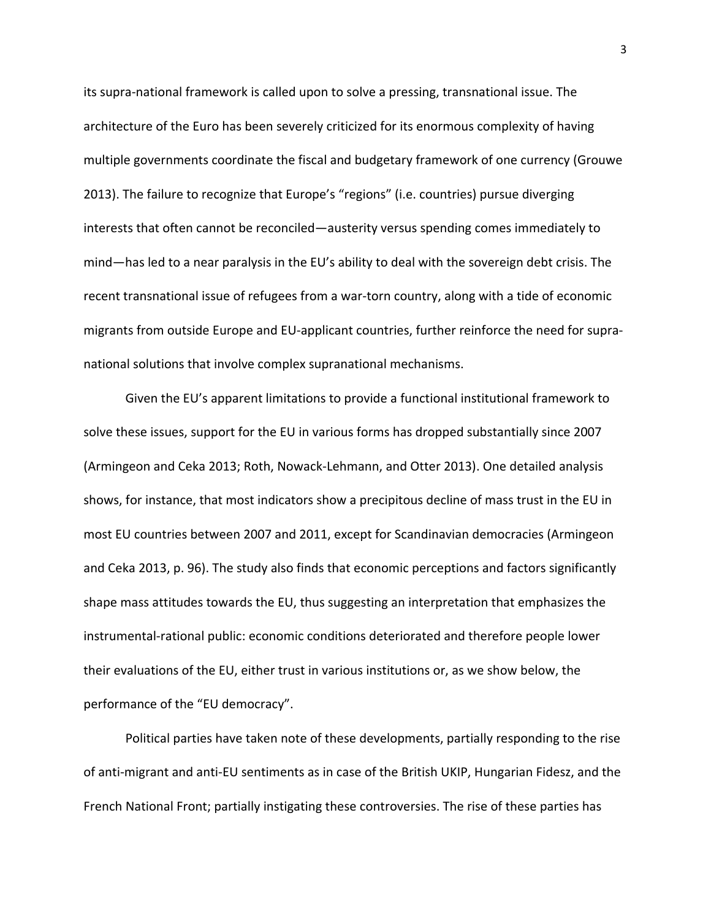its supra-national framework is called upon to solve a pressing, transnational issue. The architecture of the Euro has been severely criticized for its enormous complexity of having multiple governments coordinate the fiscal and budgetary framework of one currency (Grouwe 2013). The failure to recognize that Europe's "regions" (i.e. countries) pursue diverging interests that often cannot be reconciled—austerity versus spending comes immediately to mind—has led to a near paralysis in the EU's ability to deal with the sovereign debt crisis. The recent transnational issue of refugees from a war-torn country, along with a tide of economic migrants from outside Europe and EU-applicant countries, further reinforce the need for supra-national solutions that involve complex supranational mechanisms.

Given the EU's apparent limitations to provide a functional institutional framework to solve these issues, support for the EU in various forms has dropped substantially since 2007 (Armingeon and Ceka 2013; Roth, Nowack-Lehmann, and Otter 2013). One detailed analysis shows, for instance, that most indicators show a precipitous decline of mass trust in the EU in most EU countries between 2007 and 2011, except for Scandinavian democracies (Armingeon and Ceka 2013, p. 96). The study also finds that economic perceptions and factors significantly shape mass attitudes towards the EU, thus suggesting an interpretation that emphasizes the instrumental-rational public: economic conditions deteriorated and therefore people lower their evaluations of the EU, either trust in various institutions or, as we show below, the performance of the "EU democracy".

Political parties have taken note of these developments, partially responding to the rise of anti-migrant and anti-EU sentiments as in case of the British UKIP, Hungarian Fidesz, and the French National Front; partially instigating these controversies. The rise of these parties has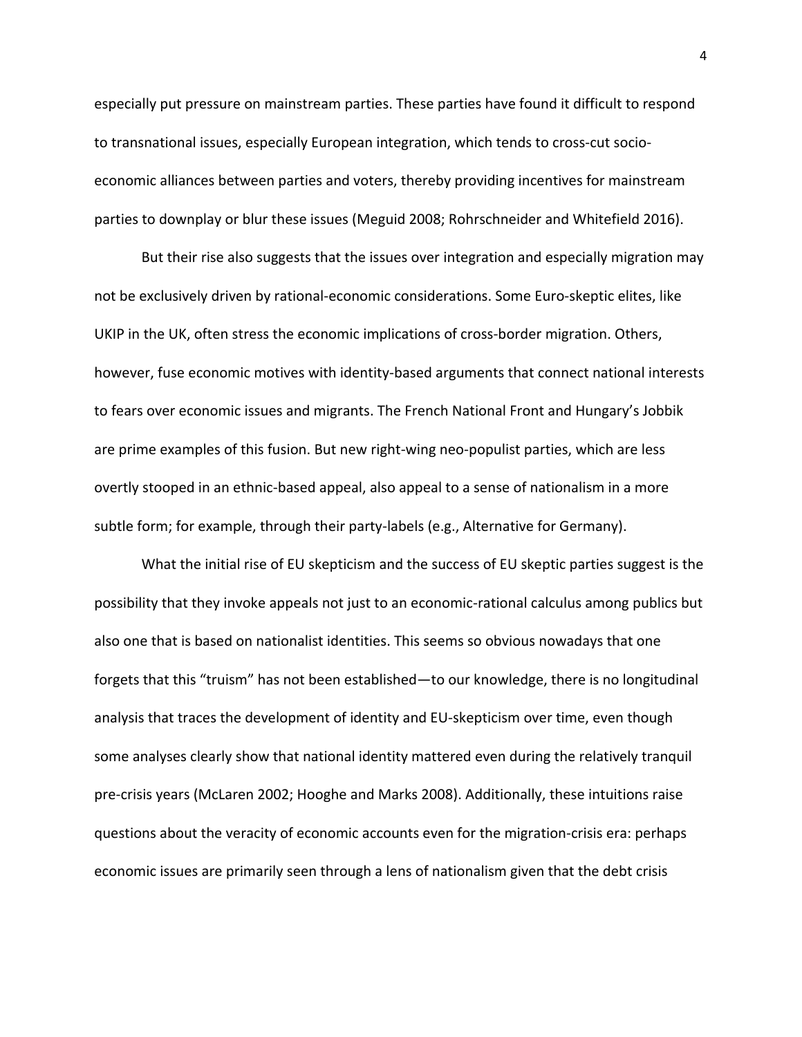especially put pressure on mainstream parties. These parties have found it difficult to respond to transnational issues, especially European integration, which tends to cross-cut socio-economic alliances between parties and voters, thereby providing incentives for mainstream parties to downplay or blur these issues (Meguid 2008; Rohrschneider and Whitefield 2016).

But their rise also suggests that the issues over integration and especially migration may not be exclusively driven by rational-economic considerations. Some Euro-skeptic elites, like UKIP in the UK, often stress the economic implications of cross-border migration. Others, however, fuse economic motives with identity-based arguments that connect national interests to fears over economic issues and migrants. The French National Front and Hungary's Jobbik are prime examples of this fusion. But new right-wing neo-populist parties, which are less overtly stooped in an ethnic-based appeal, also appeal to a sense of nationalism in a more subtle form; for example, through their party-labels (e.g., Alternative for Germany).

What the initial rise of EU skepticism and the success of EU skeptic parties suggest is the possibility that they invoke appeals not just to an economic-rational calculus among publics but also one that is based on nationalist identities. This seems so obvious nowadays that one forgets that this "truism" has not been established—to our knowledge, there is no longitudinal analysis that traces the development of identity and EU-skepticism over time, even though some analyses clearly show that national identity mattered even during the relatively tranquil pre-crisis years (McLaren 2002; Hooghe and Marks 2008). Additionally, these intuitions raise questions about the veracity of economic accounts even for the migration-crisis era: perhaps economic issues are primarily seen through a lens of nationalism given that the debt crisis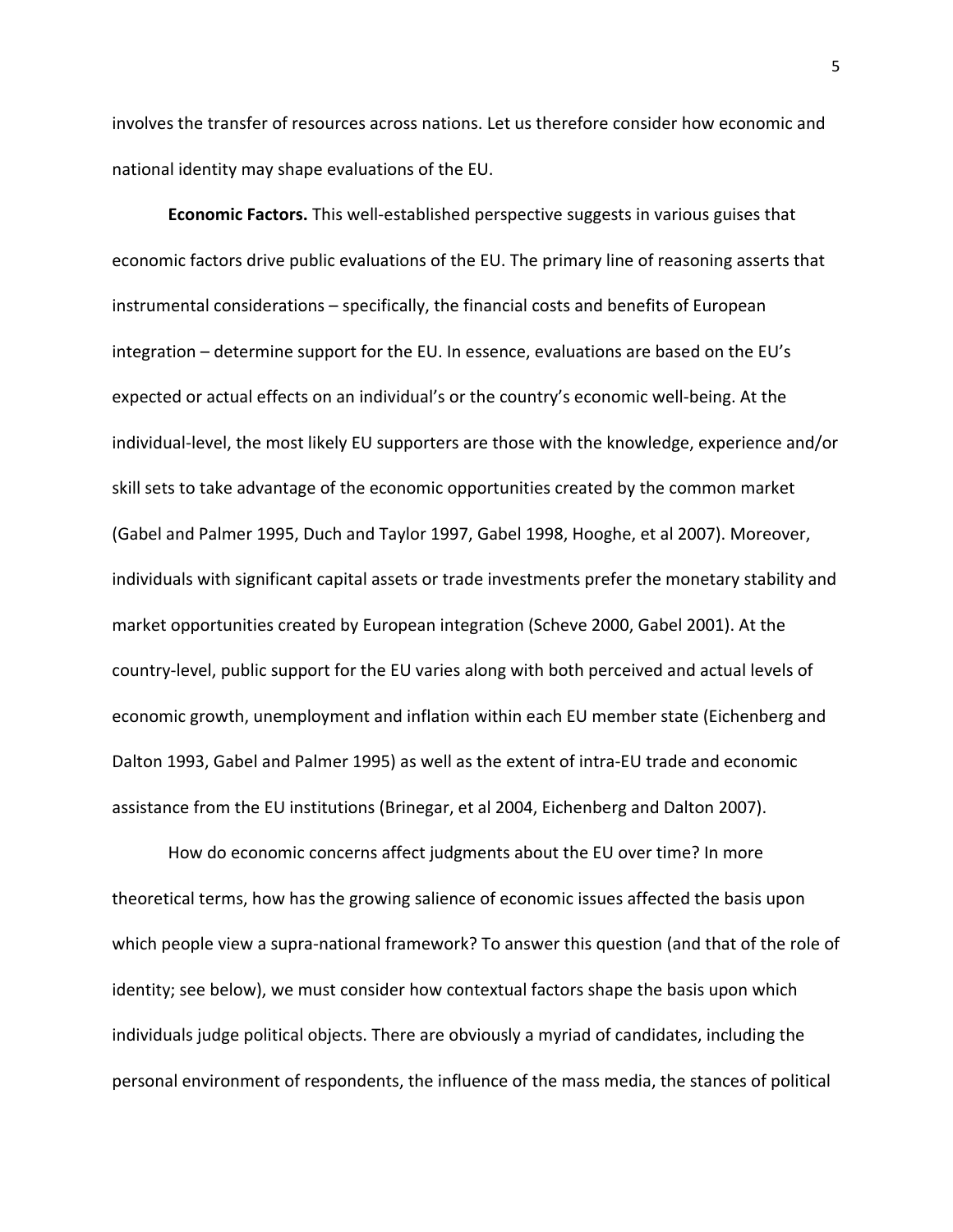involves the transfer of resources across nations. Let us therefore consider how economic and national identity may shape evaluations of the EU.

**Economic Factors.** This well-established perspective suggests in various guises that economic factors drive public evaluations of the EU. The primary line of reasoning asserts that instrumental considerations – specifically, the financial costs and benefits of European integration – determine support for the EU. In essence, evaluations are based on the EU's expected or actual effects on an individual's or the country's economic well-being. At the individual-level, the most likely EU supporters are those with the knowledge, experience and/or skill sets to take advantage of the economic opportunities created by the common market (Gabel and Palmer 1995, Duch and Taylor 1997, Gabel 1998, Hooghe, et al 2007). Moreover, individuals with significant capital assets or trade investments prefer the monetary stability and market opportunities created by European integration (Scheve 2000, Gabel 2001). At the country-level, public support for the EU varies along with both perceived and actual levels of economic growth, unemployment and inflation within each EU member state (Eichenberg and Dalton 1993, Gabel and Palmer 1995) as well as the extent of intra-EU trade and economic assistance from the EU institutions (Brinegar, et al 2004, Eichenberg and Dalton 2007).

How do economic concerns affect judgments about the EU over time? In more theoretical terms, how has the growing salience of economic issues affected the basis upon which people view a supra-national framework? To answer this question (and that of the role of identity; see below), we must consider how contextual factors shape the basis upon which individuals judge political objects. There are obviously a myriad of candidates, including the personal environment of respondents, the influence of the mass media, the stances of political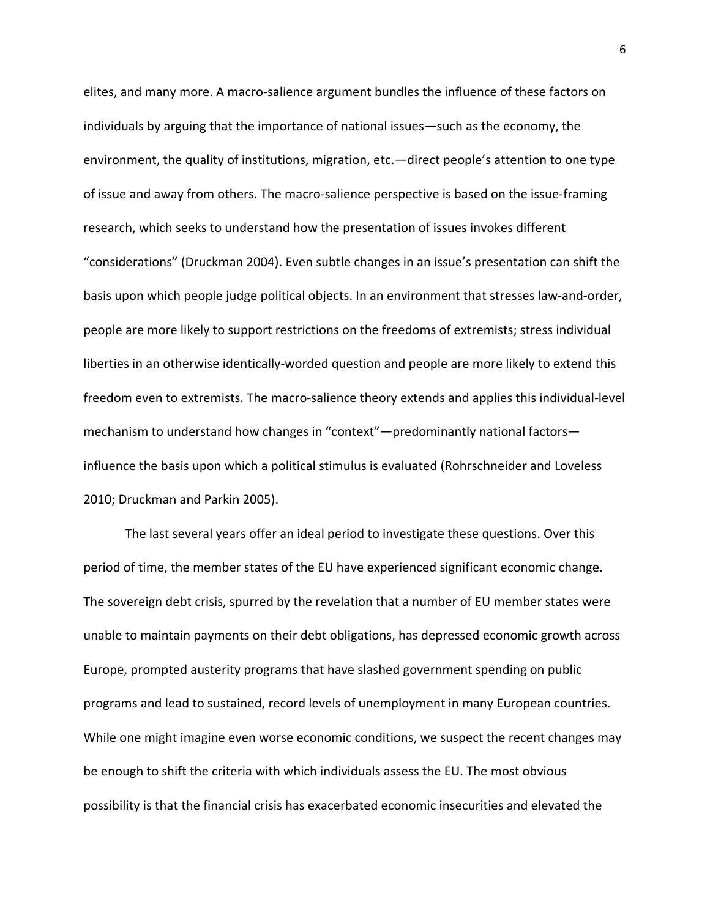elites, and many more. A macro-salience argument bundles the influence of these factors on individuals by arguing that the importance of national issues—such as the economy, the environment, the quality of institutions, migration, etc.—direct people's attention to one type of issue and away from others. The macro-salience perspective is based on the issue-framing research, which seeks to understand how the presentation of issues invokes different "considerations" (Druckman 2004). Even subtle changes in an issue's presentation can shift the basis upon which people judge political objects. In an environment that stresses law-and-order, people are more likely to support restrictions on the freedoms of extremists; stress individual liberties in an otherwise identically-worded question and people are more likely to extend this freedom even to extremists. The macro-salience theory extends and applies this individual-level mechanism to understand how changes in "context"—predominantly national factors—influence the basis upon which a political stimulus is evaluated (Rohrschneider and Loveless 2010; Druckman and Parkin 2005).

The last several years offer an ideal period to investigate these questions. Over this period of time, the member states of the EU have experienced significant economic change. The sovereign debt crisis, spurred by the revelation that a number of EU member states were unable to maintain payments on their debt obligations, has depressed economic growth across Europe, prompted austerity programs that have slashed government spending on public programs and lead to sustained, record levels of unemployment in many European countries. While one might imagine even worse economic conditions, we suspect the recent changes may be enough to shift the criteria with which individuals assess the EU. The most obvious possibility is that the financial crisis has exacerbated economic insecurities and elevated the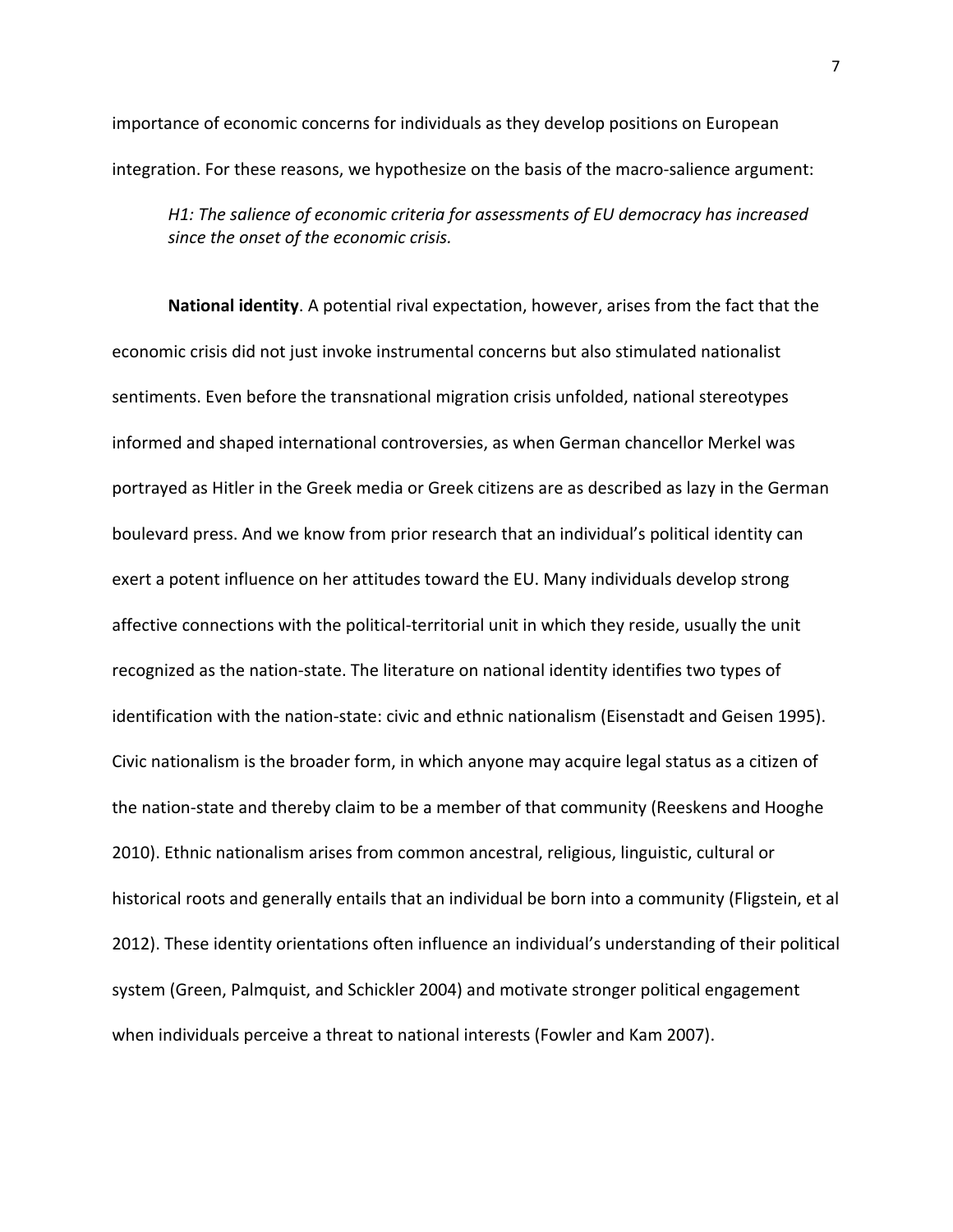importance of economic concerns for individuals as they develop positions on European integration. For these reasons, we hypothesize on the basis of the macro-salience argument:

> *H1: The salience of economic criteria for assessments of EU democracy has increased since the onset of the economic crisis.*

**National identity**. A potential rival expectation, however, arises from the fact that the economic crisis did not just invoke instrumental concerns but also stimulated nationalist sentiments. Even before the transnational migration crisis unfolded, national stereotypes informed and shaped international controversies, as when German chancellor Merkel was portrayed as Hitler in the Greek media or Greek citizens are as described as lazy in the German boulevard press. And we know from prior research that an individual's political identity can exert a potent influence on her attitudes toward the EU. Many individuals develop strong affective connections with the political-territorial unit in which they reside, usually the unit recognized as the nation-state. The literature on national identity identifies two types of identification with the nation-state: civic and ethnic nationalism (Eisenstadt and Geisen 1995). Civic nationalism is the broader form, in which anyone may acquire legal status as a citizen of the nation-state and thereby claim to be a member of that community (Reeskens and Hooghe 2010). Ethnic nationalism arises from common ancestral, religious, linguistic, cultural or historical roots and generally entails that an individual be born into a community (Fligstein, et al 2012). These identity orientations often influence an individual's understanding of their political system (Green, Palmquist, and Schickler 2004) and motivate stronger political engagement when individuals perceive a threat to national interests (Fowler and Kam 2007).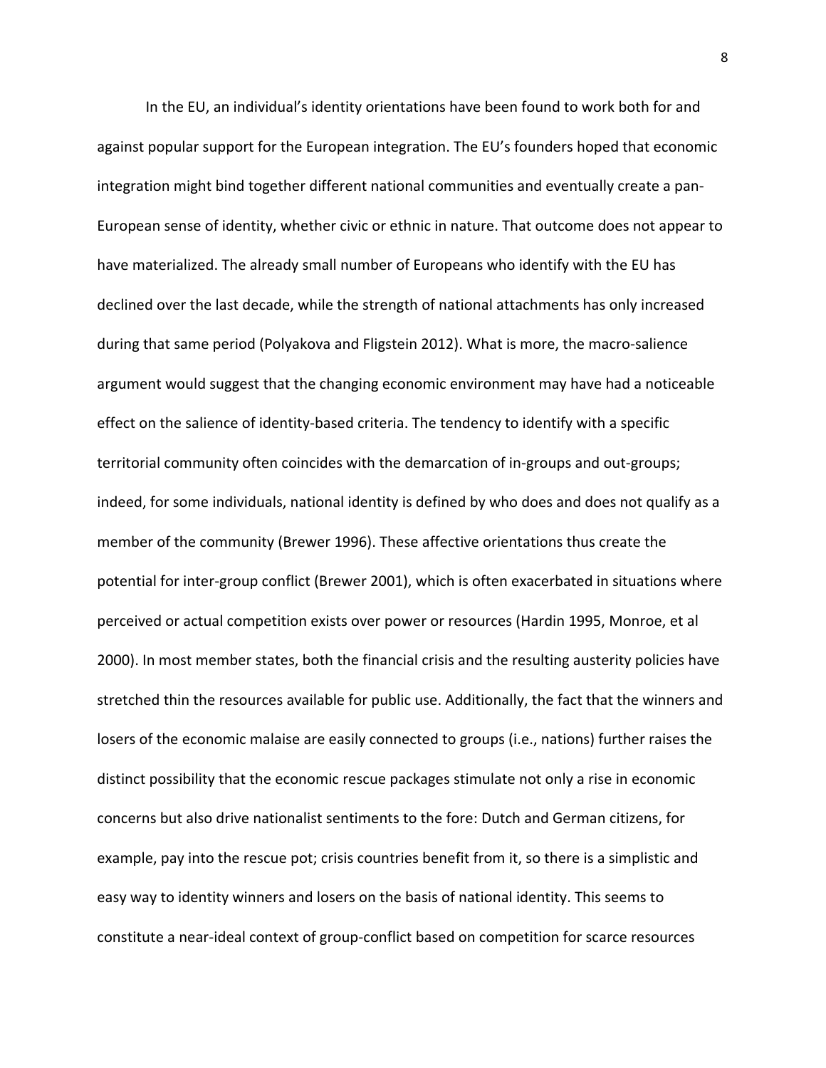In the EU, an individual's identity orientations have been found to work both for and against popular support for the European integration. The EU's founders hoped that economic integration might bind together different national communities and eventually create a pan-European sense of identity, whether civic or ethnic in nature. That outcome does not appear to have materialized. The already small number of Europeans who identify with the EU has declined over the last decade, while the strength of national attachments has only increased during that same period (Polyakova and Fligstein 2012). What is more, the macro-salience argument would suggest that the changing economic environment may have had a noticeable effect on the salience of identity-based criteria. The tendency to identify with a specific territorial community often coincides with the demarcation of in-groups and out-groups; indeed, for some individuals, national identity is defined by who does and does not qualify as a member of the community (Brewer 1996). These affective orientations thus create the potential for inter-group conflict (Brewer 2001), which is often exacerbated in situations where perceived or actual competition exists over power or resources (Hardin 1995, Monroe, et al 2000). In most member states, both the financial crisis and the resulting austerity policies have stretched thin the resources available for public use. Additionally, the fact that the winners and losers of the economic malaise are easily connected to groups (i.e., nations) further raises the distinct possibility that the economic rescue packages stimulate not only a rise in economic concerns but also drive nationalist sentiments to the fore: Dutch and German citizens, for example, pay into the rescue pot; crisis countries benefit from it, so there is a simplistic and easy way to identity winners and losers on the basis of national identity. This seems to constitute a near-ideal context of group-conflict based on competition for scarce resources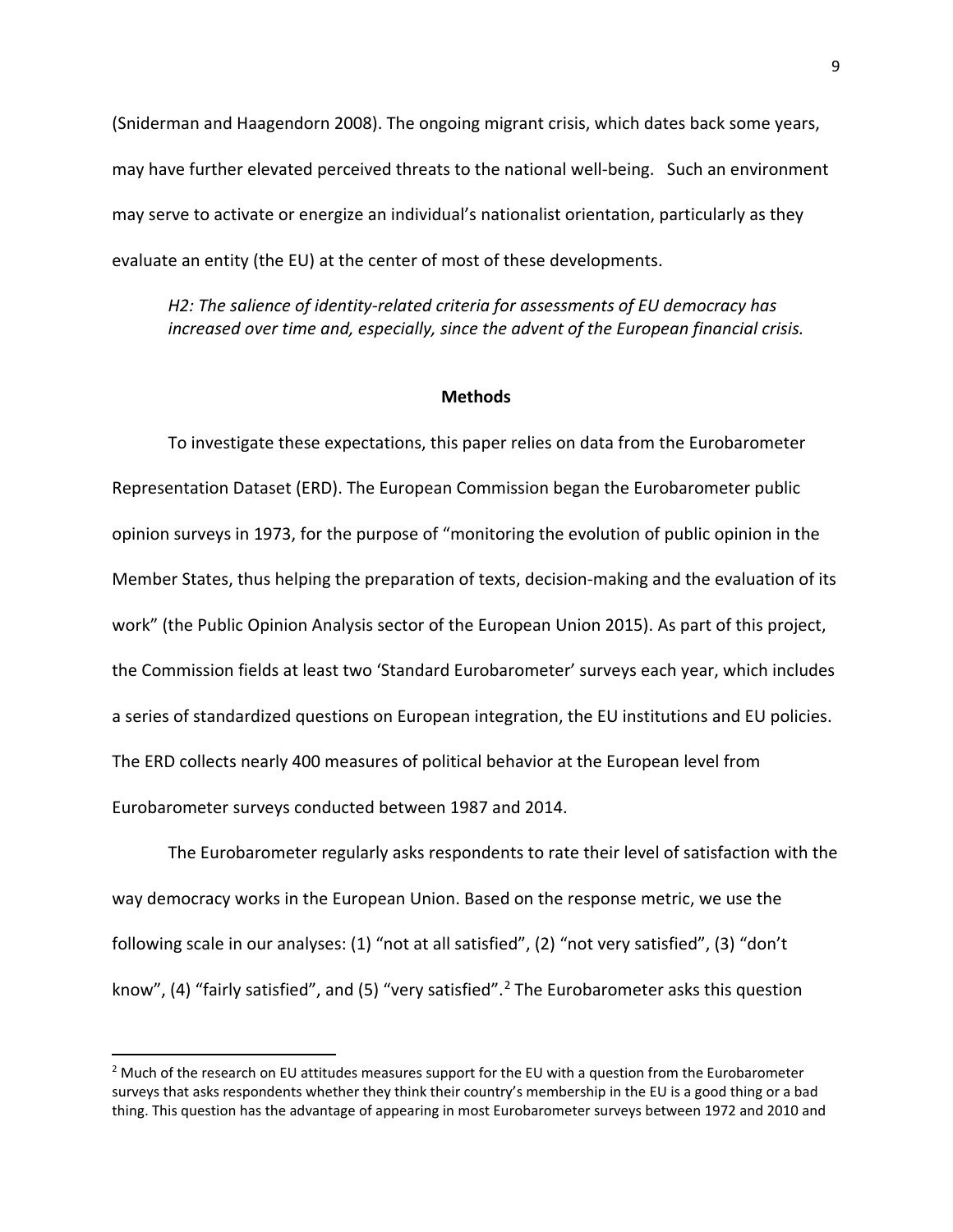(Sniderman and Haagendorn 2008). The ongoing migrant crisis, which dates back some years, may have further elevated perceived threats to the national well-being. Such an environment may serve to activate or energize an individual's nationalist orientation, particularly as they evaluate an entity (the EU) at the center of most of these developments.

> *H2: The salience of identity-related criteria for assessments of EU democracy has increased over time and, especially, since the advent of the European financial crisis.*

## Methods

To investigate these expectations, this paper relies on data from the Eurobarometer Representation Dataset (ERD). The European Commission began the Eurobarometer public opinion surveys in 1973, for the purpose of "monitoring the evolution of public opinion in the Member States, thus helping the preparation of texts, decision-making and the evaluation of its work" (the Public Opinion Analysis sector of the European Union 2015). As part of this project, the Commission fields at least two 'Standard Eurobarometer' surveys each year, which includes a series of standardized questions on European integration, the EU institutions and EU policies. The ERD collects nearly 400 measures of political behavior at the European level from Eurobarometer surveys conducted between 1987 and 2014.

The Eurobarometer regularly asks respondents to rate their level of satisfaction with the way democracy works in the European Union. Based on the response metric, we use the following scale in our analyses: (1) "not at all satisfied", (2) "not very satisfied", (3) "don't know", (4) "fairly satisfied", and (5) "very satisfied".[2] The Eurobarometer asks this question

---

[2] Much of the research on EU attitudes measures support for the EU with a question from the Eurobarometer surveys that asks respondents whether they think their country's membership in the EU is a good thing or a bad thing. This question has the advantage of appearing in most Eurobarometer surveys between 1972 and 2010 and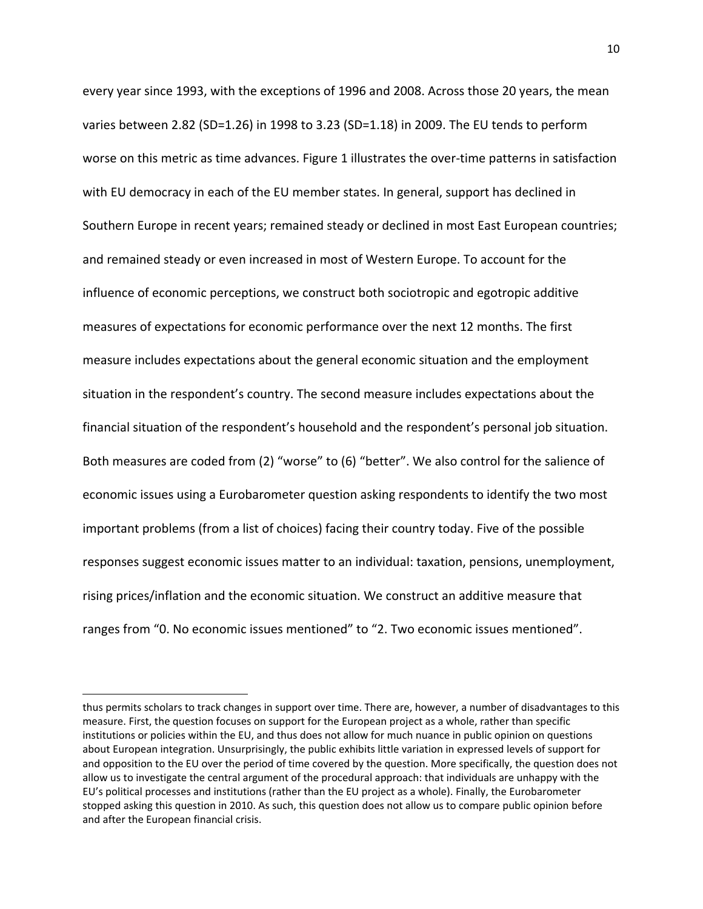every year since 1993, with the exceptions of 1996 and 2008. Across those 20 years, the mean varies between 2.82 (SD=1.26) in 1998 to 3.23 (SD=1.18) in 2009. The EU tends to perform worse on this metric as time advances. Figure 1 illustrates the over-time patterns in satisfaction with EU democracy in each of the EU member states. In general, support has declined in Southern Europe in recent years; remained steady or declined in most East European countries; and remained steady or even increased in most of Western Europe. To account for the influence of economic perceptions, we construct both sociotropic and egotropic additive measures of expectations for economic performance over the next 12 months. The first measure includes expectations about the general economic situation and the employment situation in the respondent's country. The second measure includes expectations about the financial situation of the respondent's household and the respondent's personal job situation. Both measures are coded from (2) "worse" to (6) "better". We also control for the salience of economic issues using a Eurobarometer question asking respondents to identify the two most important problems (from a list of choices) facing their country today. Five of the possible responses suggest economic issues matter to an individual: taxation, pensions, unemployment, rising prices/inflation and the economic situation. We construct an additive measure that ranges from "0. No economic issues mentioned" to "2. Two economic issues mentioned".

---

thus permits scholars to track changes in support over time. There are, however, a number of disadvantages to this measure. First, the question focuses on support for the European project as a whole, rather than specific institutions or policies within the EU, and thus does not allow for much nuance in public opinion on questions about European integration. Unsurprisingly, the public exhibits little variation in expressed levels of support for and opposition to the EU over the period of time covered by the question. More specifically, the question does not allow us to investigate the central argument of the procedural approach: that individuals are unhappy with the EU's political processes and institutions (rather than the EU project as a whole). Finally, the Eurobarometer stopped asking this question in 2010. As such, this question does not allow us to compare public opinion before and after the European financial crisis.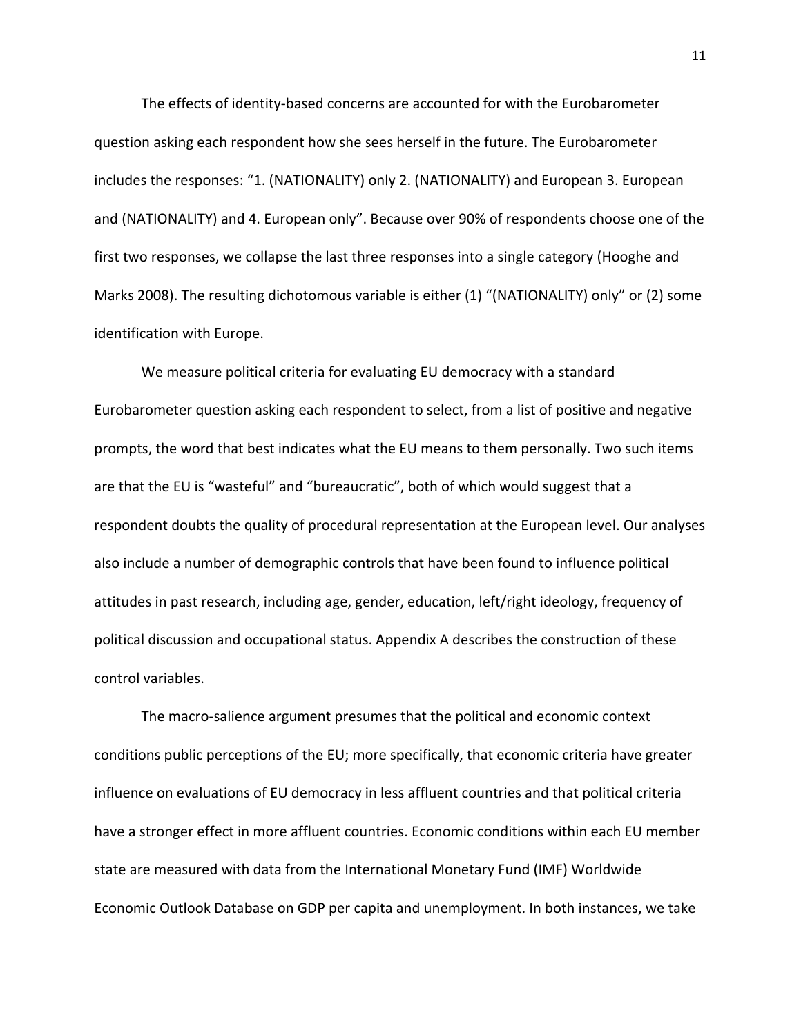The effects of identity-based concerns are accounted for with the Eurobarometer question asking each respondent how she sees herself in the future. The Eurobarometer includes the responses: "1. (NATIONALITY) only 2. (NATIONALITY) and European 3. European and (NATIONALITY) and 4. European only". Because over 90% of respondents choose one of the first two responses, we collapse the last three responses into a single category (Hooghe and Marks 2008). The resulting dichotomous variable is either (1) "(NATIONALITY) only" or (2) some identification with Europe.

We measure political criteria for evaluating EU democracy with a standard Eurobarometer question asking each respondent to select, from a list of positive and negative prompts, the word that best indicates what the EU means to them personally. Two such items are that the EU is "wasteful" and "bureaucratic", both of which would suggest that a respondent doubts the quality of procedural representation at the European level. Our analyses also include a number of demographic controls that have been found to influence political attitudes in past research, including age, gender, education, left/right ideology, frequency of political discussion and occupational status. Appendix A describes the construction of these control variables.

The macro-salience argument presumes that the political and economic context conditions public perceptions of the EU; more specifically, that economic criteria have greater influence on evaluations of EU democracy in less affluent countries and that political criteria have a stronger effect in more affluent countries. Economic conditions within each EU member state are measured with data from the International Monetary Fund (IMF) Worldwide Economic Outlook Database on GDP per capita and unemployment. In both instances, we take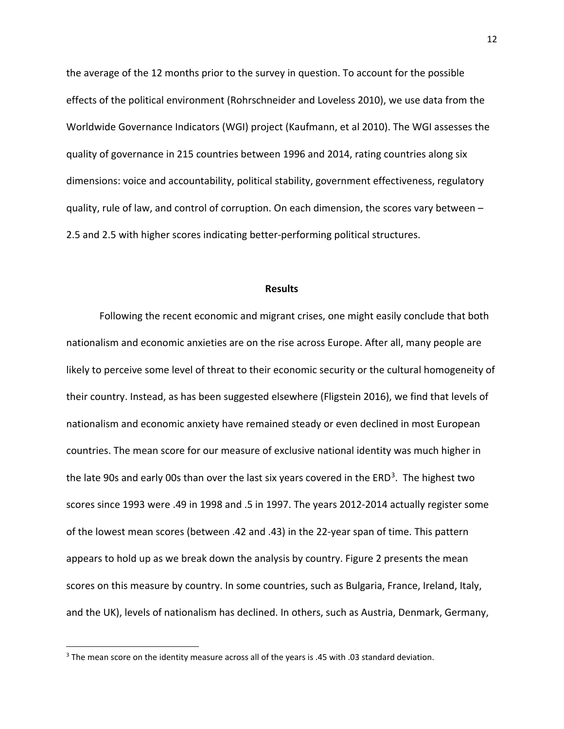the average of the 12 months prior to the survey in question. To account for the possible effects of the political environment (Rohrschneider and Loveless 2010), we use data from the Worldwide Governance Indicators (WGI) project (Kaufmann, et al 2010). The WGI assesses the quality of governance in 215 countries between 1996 and 2014, rating countries along six dimensions: voice and accountability, political stability, government effectiveness, regulatory quality, rule of law, and control of corruption. On each dimension, the scores vary between –2.5 and 2.5 with higher scores indicating better-performing political structures.

## Results

Following the recent economic and migrant crises, one might easily conclude that both nationalism and economic anxieties are on the rise across Europe. After all, many people are likely to perceive some level of threat to their economic security or the cultural homogeneity of their country. Instead, as has been suggested elsewhere (Fligstein 2016), we find that levels of nationalism and economic anxiety have remained steady or even declined in most European countries. The mean score for our measure of exclusive national identity was much higher in the late 90s and early 00s than over the last six years covered in the ERD[3]. The highest two scores since 1993 were .49 in 1998 and .5 in 1997. The years 2012-2014 actually register some of the lowest mean scores (between .42 and .43) in the 22-year span of time. This pattern appears to hold up as we break down the analysis by country. Figure 2 presents the mean scores on this measure by country. In some countries, such as Bulgaria, France, Ireland, Italy, and the UK), levels of nationalism has declined. In others, such as Austria, Denmark, Germany,

[3] The mean score on the identity measure across all of the years is .45 with .03 standard deviation.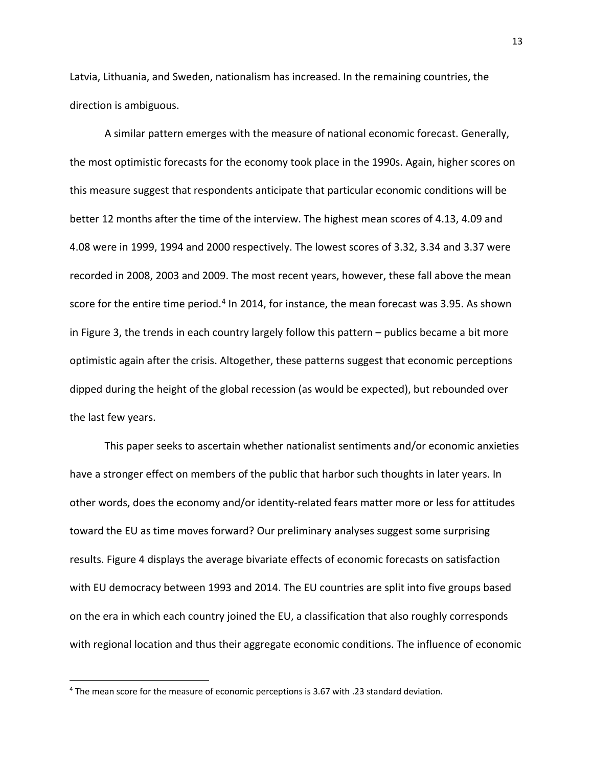Latvia, Lithuania, and Sweden, nationalism has increased. In the remaining countries, the direction is ambiguous.

A similar pattern emerges with the measure of national economic forecast. Generally, the most optimistic forecasts for the economy took place in the 1990s. Again, higher scores on this measure suggest that respondents anticipate that particular economic conditions will be better 12 months after the time of the interview. The highest mean scores of 4.13, 4.09 and 4.08 were in 1999, 1994 and 2000 respectively. The lowest scores of 3.32, 3.34 and 3.37 were recorded in 2008, 2003 and 2009. The most recent years, however, these fall above the mean score for the entire time period.[4] In 2014, for instance, the mean forecast was 3.95. As shown in Figure 3, the trends in each country largely follow this pattern – publics became a bit more optimistic again after the crisis. Altogether, these patterns suggest that economic perceptions dipped during the height of the global recession (as would be expected), but rebounded over the last few years.

This paper seeks to ascertain whether nationalist sentiments and/or economic anxieties have a stronger effect on members of the public that harbor such thoughts in later years. In other words, does the economy and/or identity-related fears matter more or less for attitudes toward the EU as time moves forward? Our preliminary analyses suggest some surprising results. Figure 4 displays the average bivariate effects of economic forecasts on satisfaction with EU democracy between 1993 and 2014. The EU countries are split into five groups based on the era in which each country joined the EU, a classification that also roughly corresponds with regional location and thus their aggregate economic conditions. The influence of economic

[4] The mean score for the measure of economic perceptions is 3.67 with .23 standard deviation.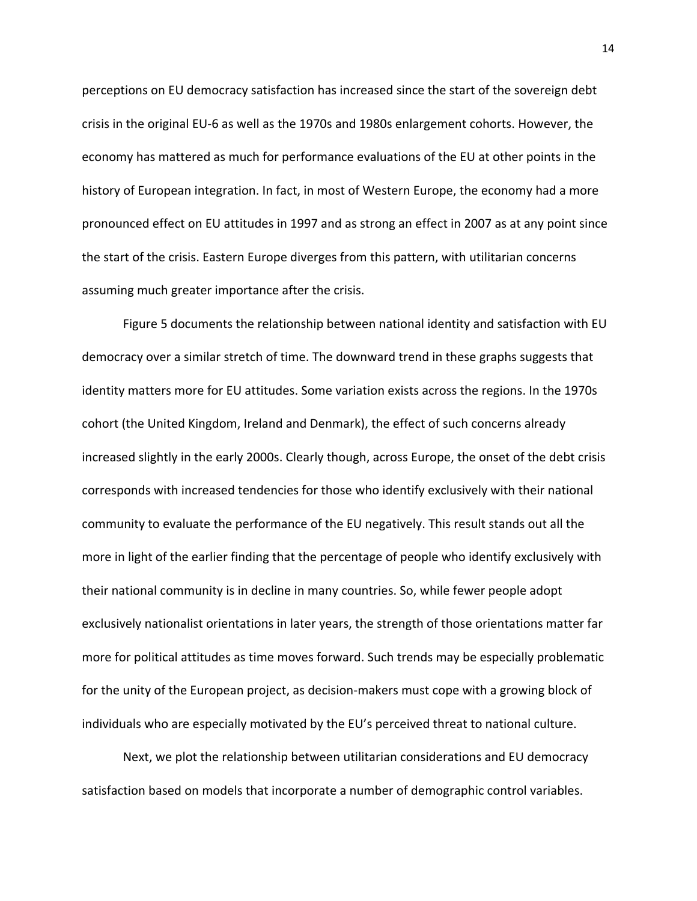perceptions on EU democracy satisfaction has increased since the start of the sovereign debt crisis in the original EU-6 as well as the 1970s and 1980s enlargement cohorts. However, the economy has mattered as much for performance evaluations of the EU at other points in the history of European integration. In fact, in most of Western Europe, the economy had a more pronounced effect on EU attitudes in 1997 and as strong an effect in 2007 as at any point since the start of the crisis. Eastern Europe diverges from this pattern, with utilitarian concerns assuming much greater importance after the crisis.

Figure 5 documents the relationship between national identity and satisfaction with EU democracy over a similar stretch of time. The downward trend in these graphs suggests that identity matters more for EU attitudes. Some variation exists across the regions. In the 1970s cohort (the United Kingdom, Ireland and Denmark), the effect of such concerns already increased slightly in the early 2000s. Clearly though, across Europe, the onset of the debt crisis corresponds with increased tendencies for those who identify exclusively with their national community to evaluate the performance of the EU negatively. This result stands out all the more in light of the earlier finding that the percentage of people who identify exclusively with their national community is in decline in many countries. So, while fewer people adopt exclusively nationalist orientations in later years, the strength of those orientations matter far more for political attitudes as time moves forward. Such trends may be especially problematic for the unity of the European project, as decision-makers must cope with a growing block of individuals who are especially motivated by the EU's perceived threat to national culture.

Next, we plot the relationship between utilitarian considerations and EU democracy satisfaction based on models that incorporate a number of demographic control variables.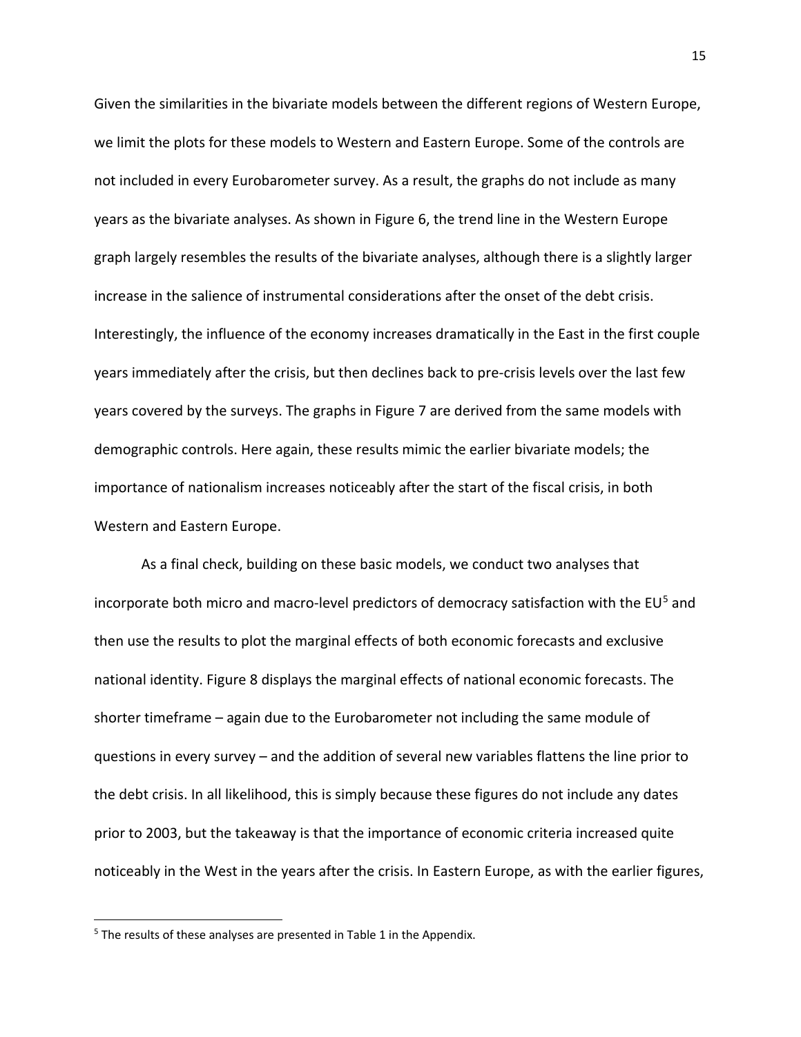Given the similarities in the bivariate models between the different regions of Western Europe, we limit the plots for these models to Western and Eastern Europe. Some of the controls are not included in every Eurobarometer survey. As a result, the graphs do not include as many years as the bivariate analyses. As shown in Figure 6, the trend line in the Western Europe graph largely resembles the results of the bivariate analyses, although there is a slightly larger increase in the salience of instrumental considerations after the onset of the debt crisis. Interestingly, the influence of the economy increases dramatically in the East in the first couple years immediately after the crisis, but then declines back to pre-crisis levels over the last few years covered by the surveys. The graphs in Figure 7 are derived from the same models with demographic controls. Here again, these results mimic the earlier bivariate models; the importance of nationalism increases noticeably after the start of the fiscal crisis, in both Western and Eastern Europe.

As a final check, building on these basic models, we conduct two analyses that incorporate both micro and macro-level predictors of democracy satisfaction with the EU[5] and then use the results to plot the marginal effects of both economic forecasts and exclusive national identity. Figure 8 displays the marginal effects of national economic forecasts. The shorter timeframe – again due to the Eurobarometer not including the same module of questions in every survey – and the addition of several new variables flattens the line prior to the debt crisis. In all likelihood, this is simply because these figures do not include any dates prior to 2003, but the takeaway is that the importance of economic criteria increased quite noticeably in the West in the years after the crisis. In Eastern Europe, as with the earlier figures,

[5] The results of these analyses are presented in Table 1 in the Appendix.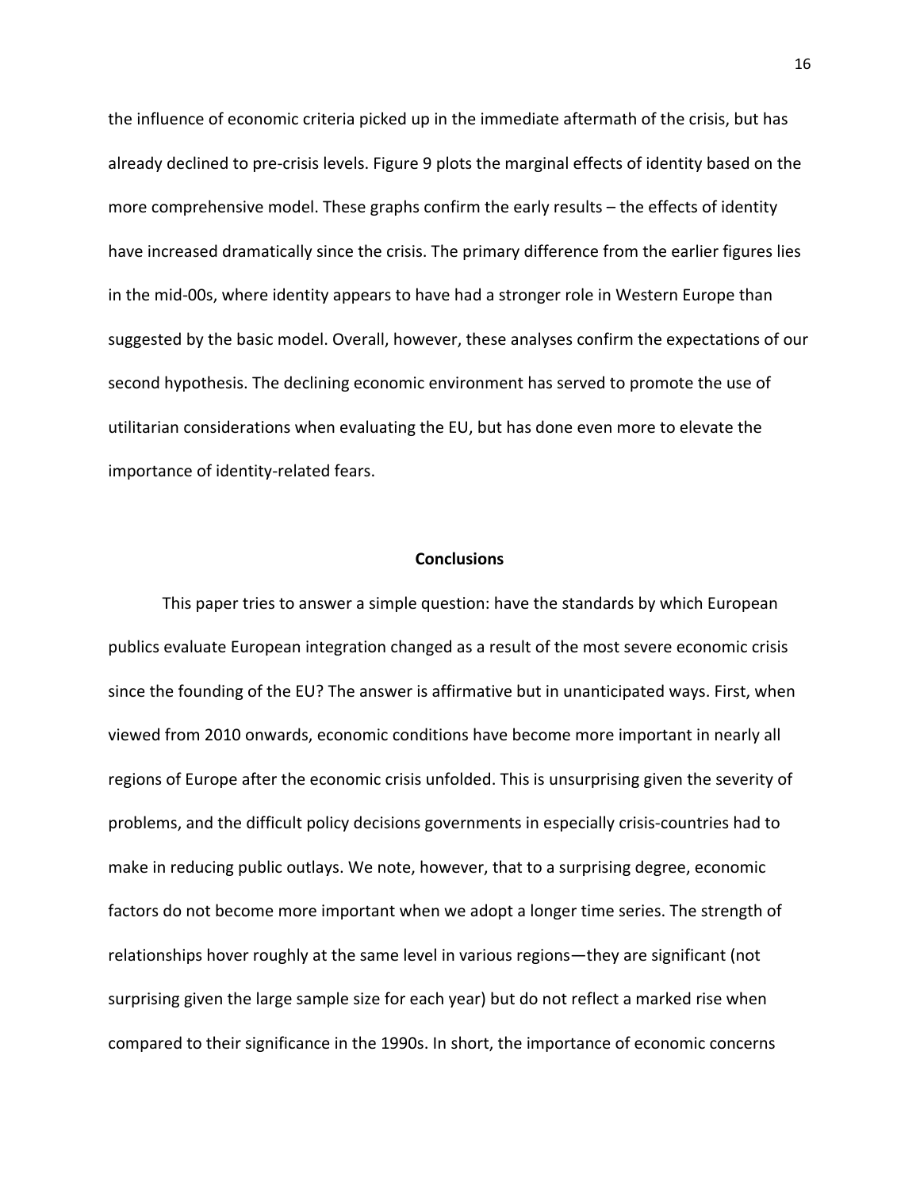the influence of economic criteria picked up in the immediate aftermath of the crisis, but has already declined to pre-crisis levels. Figure 9 plots the marginal effects of identity based on the more comprehensive model. These graphs confirm the early results – the effects of identity have increased dramatically since the crisis. The primary difference from the earlier figures lies in the mid-00s, where identity appears to have had a stronger role in Western Europe than suggested by the basic model. Overall, however, these analyses confirm the expectations of our second hypothesis. The declining economic environment has served to promote the use of utilitarian considerations when evaluating the EU, but has done even more to elevate the importance of identity-related fears.

## Conclusions

This paper tries to answer a simple question: have the standards by which European publics evaluate European integration changed as a result of the most severe economic crisis since the founding of the EU? The answer is affirmative but in unanticipated ways. First, when viewed from 2010 onwards, economic conditions have become more important in nearly all regions of Europe after the economic crisis unfolded. This is unsurprising given the severity of problems, and the difficult policy decisions governments in especially crisis-countries had to make in reducing public outlays. We note, however, that to a surprising degree, economic factors do not become more important when we adopt a longer time series. The strength of relationships hover roughly at the same level in various regions—they are significant (not surprising given the large sample size for each year) but do not reflect a marked rise when compared to their significance in the 1990s. In short, the importance of economic concerns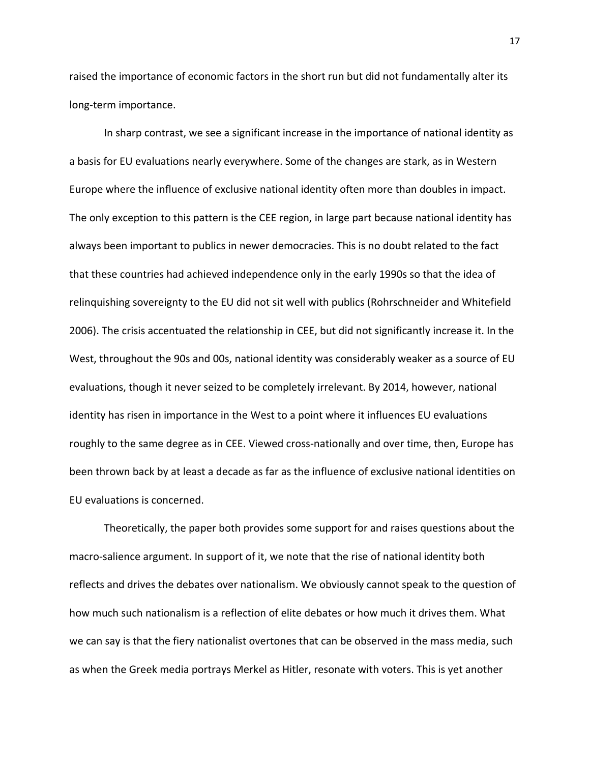raised the importance of economic factors in the short run but did not fundamentally alter its long-term importance.

In sharp contrast, we see a significant increase in the importance of national identity as a basis for EU evaluations nearly everywhere. Some of the changes are stark, as in Western Europe where the influence of exclusive national identity often more than doubles in impact. The only exception to this pattern is the CEE region, in large part because national identity has always been important to publics in newer democracies. This is no doubt related to the fact that these countries had achieved independence only in the early 1990s so that the idea of relinquishing sovereignty to the EU did not sit well with publics (Rohrschneider and Whitefield 2006). The crisis accentuated the relationship in CEE, but did not significantly increase it. In the West, throughout the 90s and 00s, national identity was considerably weaker as a source of EU evaluations, though it never seized to be completely irrelevant. By 2014, however, national identity has risen in importance in the West to a point where it influences EU evaluations roughly to the same degree as in CEE. Viewed cross-nationally and over time, then, Europe has been thrown back by at least a decade as far as the influence of exclusive national identities on EU evaluations is concerned.

Theoretically, the paper both provides some support for and raises questions about the macro-salience argument. In support of it, we note that the rise of national identity both reflects and drives the debates over nationalism. We obviously cannot speak to the question of how much such nationalism is a reflection of elite debates or how much it drives them. What we can say is that the fiery nationalist overtones that can be observed in the mass media, such as when the Greek media portrays Merkel as Hitler, resonate with voters. This is yet another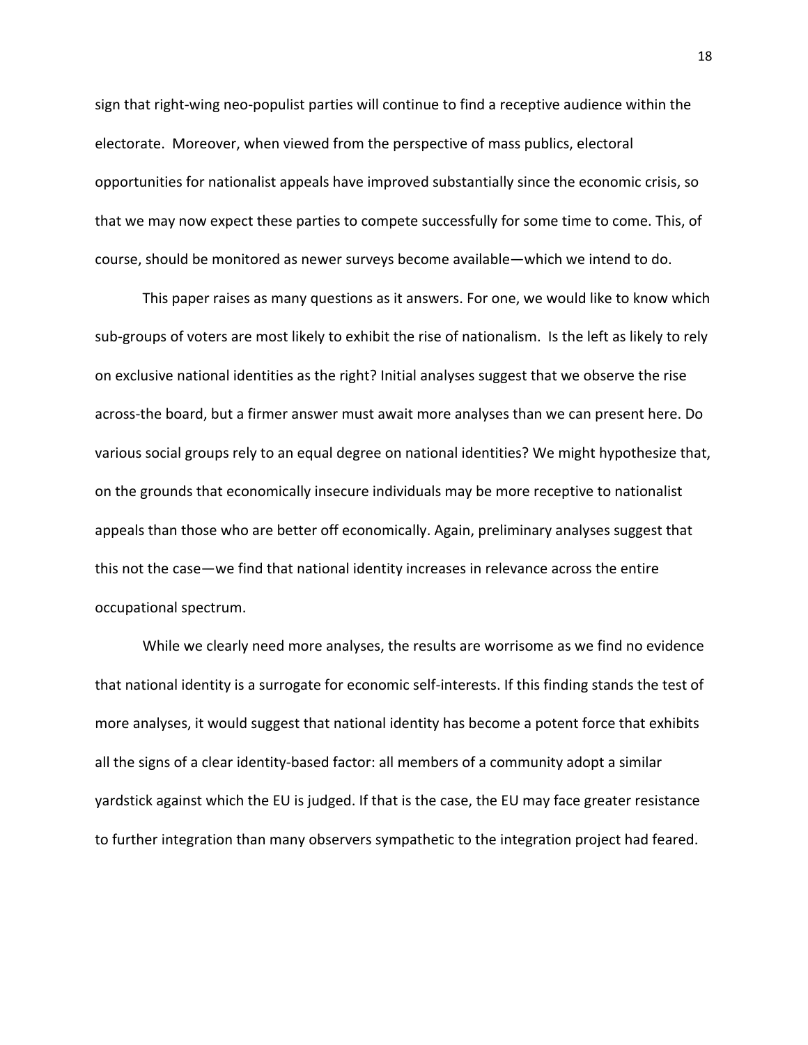sign that right-wing neo-populist parties will continue to find a receptive audience within the electorate. Moreover, when viewed from the perspective of mass publics, electoral opportunities for nationalist appeals have improved substantially since the economic crisis, so that we may now expect these parties to compete successfully for some time to come. This, of course, should be monitored as newer surveys become available—which we intend to do.

This paper raises as many questions as it answers. For one, we would like to know which sub-groups of voters are most likely to exhibit the rise of nationalism. Is the left as likely to rely on exclusive national identities as the right? Initial analyses suggest that we observe the rise across-the board, but a firmer answer must await more analyses than we can present here. Do various social groups rely to an equal degree on national identities? We might hypothesize that, on the grounds that economically insecure individuals may be more receptive to nationalist appeals than those who are better off economically. Again, preliminary analyses suggest that this not the case—we find that national identity increases in relevance across the entire occupational spectrum.

While we clearly need more analyses, the results are worrisome as we find no evidence that national identity is a surrogate for economic self-interests. If this finding stands the test of more analyses, it would suggest that national identity has become a potent force that exhibits all the signs of a clear identity-based factor: all members of a community adopt a similar yardstick against which the EU is judged. If that is the case, the EU may face greater resistance to further integration than many observers sympathetic to the integration project had feared.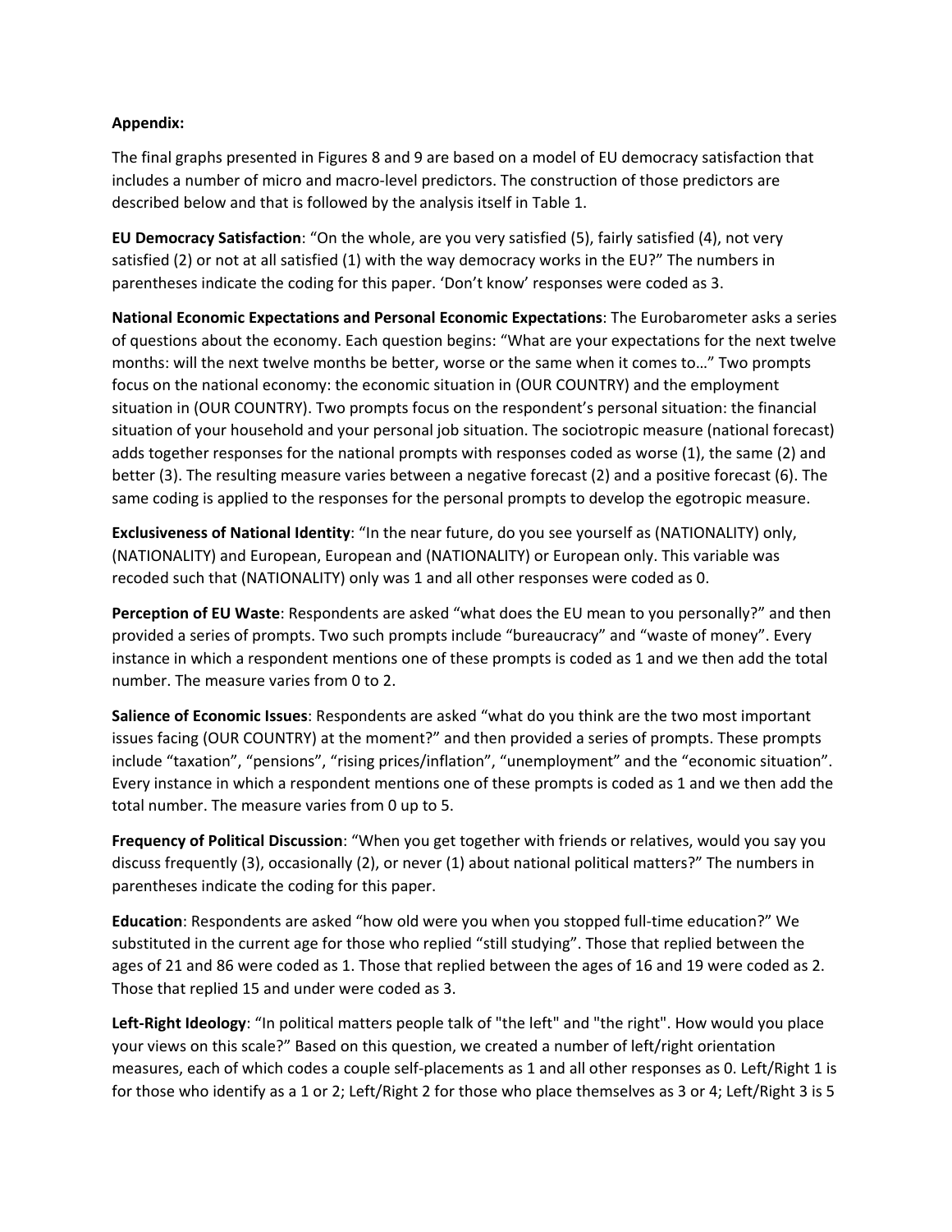**Appendix:**

The final graphs presented in Figures 8 and 9 are based on a model of EU democracy satisfaction that includes a number of micro and macro-level predictors. The construction of those predictors are described below and that is followed by the analysis itself in Table 1.

**EU Democracy Satisfaction**: "On the whole, are you very satisfied (5), fairly satisfied (4), not very satisfied (2) or not at all satisfied (1) with the way democracy works in the EU?" The numbers in parentheses indicate the coding for this paper. 'Don't know' responses were coded as 3.

**National Economic Expectations and Personal Economic Expectations**: The Eurobarometer asks a series of questions about the economy. Each question begins: "What are your expectations for the next twelve months: will the next twelve months be better, worse or the same when it comes to…" Two prompts focus on the national economy: the economic situation in (OUR COUNTRY) and the employment situation in (OUR COUNTRY). Two prompts focus on the respondent's personal situation: the financial situation of your household and your personal job situation. The sociotropic measure (national forecast) adds together responses for the national prompts with responses coded as worse (1), the same (2) and better (3). The resulting measure varies between a negative forecast (2) and a positive forecast (6). The same coding is applied to the responses for the personal prompts to develop the egotropic measure.

**Exclusiveness of National Identity**: "In the near future, do you see yourself as (NATIONALITY) only, (NATIONALITY) and European, European and (NATIONALITY) or European only. This variable was recoded such that (NATIONALITY) only was 1 and all other responses were coded as 0.

**Perception of EU Waste**: Respondents are asked "what does the EU mean to you personally?" and then provided a series of prompts. Two such prompts include "bureaucracy" and "waste of money". Every instance in which a respondent mentions one of these prompts is coded as 1 and we then add the total number. The measure varies from 0 to 2.

**Salience of Economic Issues**: Respondents are asked "what do you think are the two most important issues facing (OUR COUNTRY) at the moment?" and then provided a series of prompts. These prompts include "taxation", "pensions", "rising prices/inflation", "unemployment" and the "economic situation". Every instance in which a respondent mentions one of these prompts is coded as 1 and we then add the total number. The measure varies from 0 up to 5.

**Frequency of Political Discussion**: "When you get together with friends or relatives, would you say you discuss frequently (3), occasionally (2), or never (1) about national political matters?" The numbers in parentheses indicate the coding for this paper.

**Education**: Respondents are asked "how old were you when you stopped full-time education?" We substituted in the current age for those who replied "still studying". Those that replied between the ages of 21 and 86 were coded as 1. Those that replied between the ages of 16 and 19 were coded as 2. Those that replied 15 and under were coded as 3.

**Left-Right Ideology**: "In political matters people talk of "the left" and "the right". How would you place your views on this scale?" Based on this question, we created a number of left/right orientation measures, each of which codes a couple self-placements as 1 and all other responses as 0. Left/Right 1 is for those who identify as a 1 or 2; Left/Right 2 for those who place themselves as 3 or 4; Left/Right 3 is 5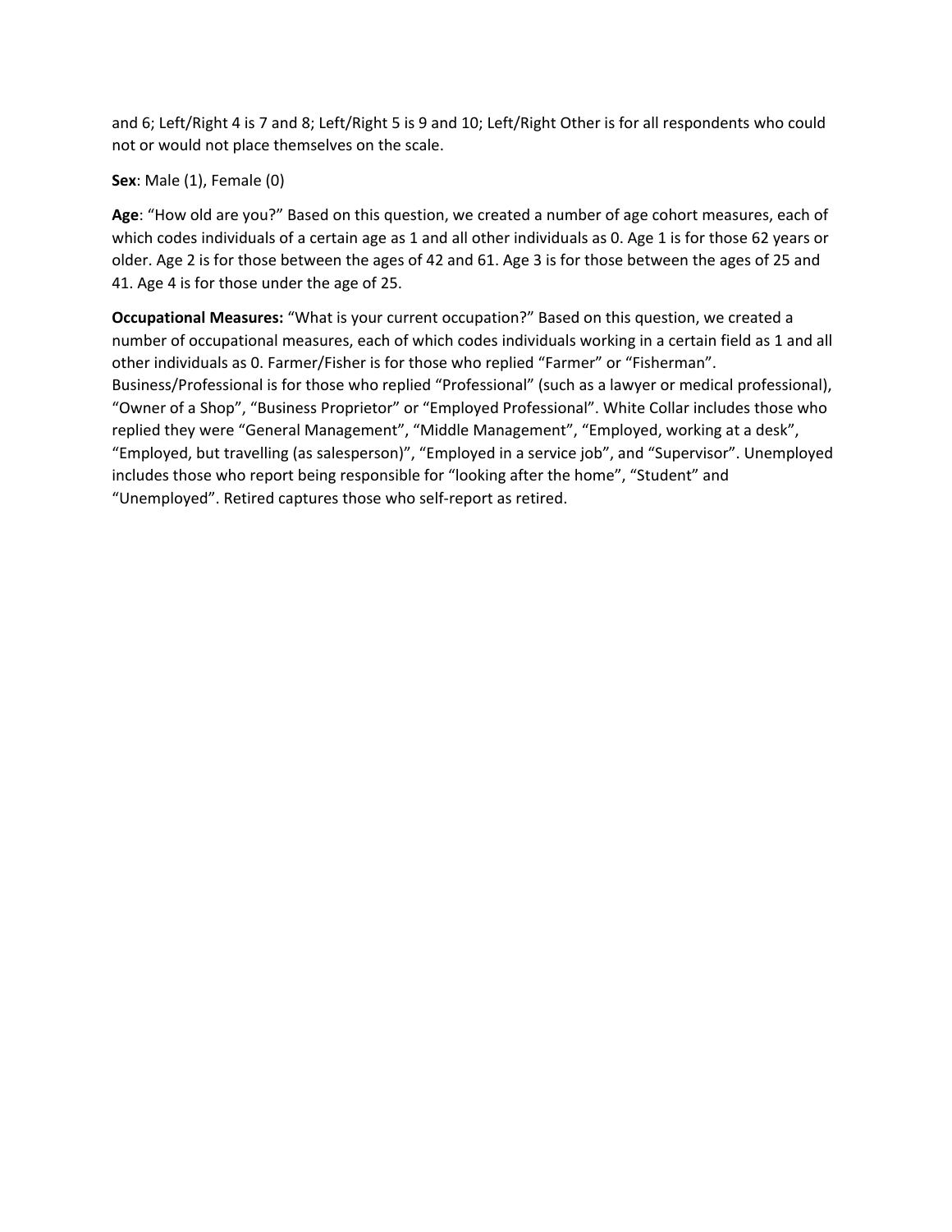and 6; Left/Right 4 is 7 and 8; Left/Right 5 is 9 and 10; Left/Right Other is for all respondents who could not or would not place themselves on the scale.

**Sex**: Male (1), Female (0)

**Age**: "How old are you?" Based on this question, we created a number of age cohort measures, each of which codes individuals of a certain age as 1 and all other individuals as 0. Age 1 is for those 62 years or older. Age 2 is for those between the ages of 42 and 61. Age 3 is for those between the ages of 25 and 41. Age 4 is for those under the age of 25.

**Occupational Measures:** "What is your current occupation?" Based on this question, we created a number of occupational measures, each of which codes individuals working in a certain field as 1 and all other individuals as 0. Farmer/Fisher is for those who replied "Farmer" or "Fisherman". Business/Professional is for those who replied "Professional" (such as a lawyer or medical professional), "Owner of a Shop", "Business Proprietor" or "Employed Professional". White Collar includes those who replied they were "General Management", "Middle Management", "Employed, working at a desk", "Employed, but travelling (as salesperson)", "Employed in a service job", and "Supervisor". Unemployed includes those who report being responsible for "looking after the home", "Student" and "Unemployed". Retired captures those who self-report as retired.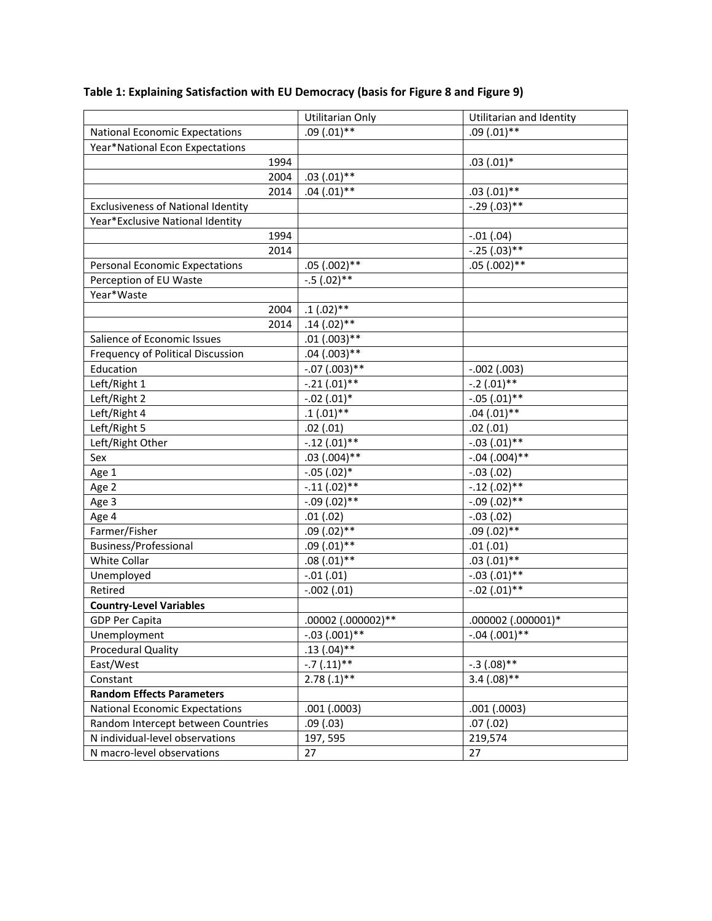**Table 1: Explaining Satisfaction with EU Democracy (basis for Figure 8 and Figure 9)**

| | Utilitarian Only | Utilitarian and Identity |
|---|---|---|
| National Economic Expectations | .09 (.01)** | .09 (.01)** |
| Year*National Econ Expectations | | |
| 1994 | | .03 (.01)* |
| 2004 | .03 (.01)** | |
| 2014 | .04 (.01)** | .03 (.01)** |
| Exclusiveness of National Identity | | -.29 (.03)** |
| Year*Exclusive National Identity | | |
| 1994 | | -.01 (.04) |
| 2014 | | -.25 (.03)** |
| Personal Economic Expectations | .05 (.002)** | .05 (.002)** |
| Perception of EU Waste | -.5 (.02)** | |
| Year*Waste | | |
| 2004 | .1 (.02)** | |
| 2014 | .14 (.02)** | |
| Salience of Economic Issues | .01 (.003)** | |
| Frequency of Political Discussion | .04 (.003)** | |
| Education | -.07 (.003)** | -.002 (.003) |
| Left/Right 1 | -.21 (.01)** | -.2 (.01)** |
| Left/Right 2 | -.02 (.01)* | -.05 (.01)** |
| Left/Right 4 | .1 (.01)** | .04 (.01)** |
| Left/Right 5 | .02 (.01) | .02 (.01) |
| Left/Right Other | -.12 (.01)** | -.03 (.01)** |
| Sex | .03 (.004)** | -.04 (.004)** |
| Age 1 | -.05 (.02)* | -.03 (.02) |
| Age 2 | -.11 (.02)** | -.12 (.02)** |
| Age 3 | -.09 (.02)** | -.09 (.02)** |
| Age 4 | .01 (.02) | -.03 (.02) |
| Farmer/Fisher | .09 (.02)** | .09 (.02)** |
| Business/Professional | .09 (.01)** | .01 (.01) |
| White Collar | .08 (.01)** | .03 (.01)** |
| Unemployed | -.01 (.01) | -.03 (.01)** |
| Retired | -.002 (.01) | -.02 (.01)** |
| **Country-Level Variables** | | |
| GDP Per Capita | .00002 (.000002)** | .000002 (.000001)* |
| Unemployment | -.03 (.001)** | -.04 (.001)** |
| Procedural Quality | .13 (.04)** | |
| East/West | -.7 (.11)** | -.3 (.08)** |
| Constant | 2.78 (.1)** | 3.4 (.08)** |
| **Random Effects Parameters** | | |
| National Economic Expectations | .001 (.0003) | .001 (.0003) |
| Random Intercept between Countries | .09 (.03) | .07 (.02) |
| N individual-level observations | 197, 595 | 219,574 |
| N macro-level observations | 27 | 27 |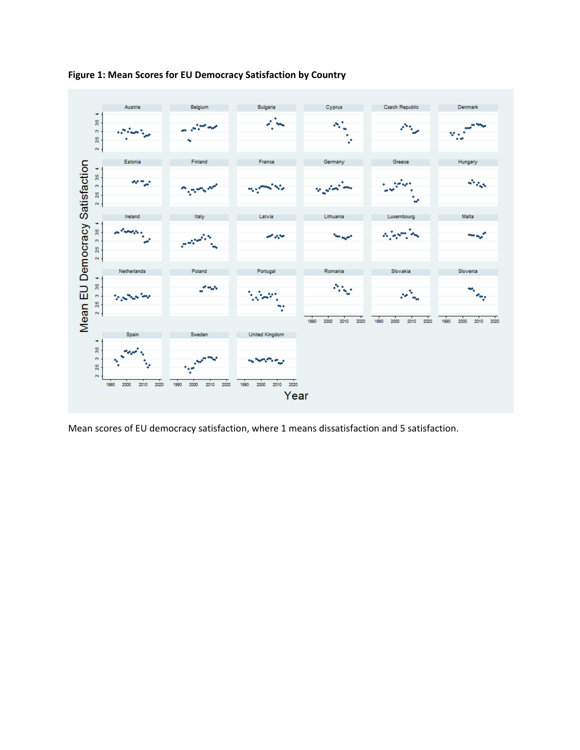**Figure 1: Mean Scores for EU Democracy Satisfaction by Country**

Mean scores of EU democracy satisfaction, where 1 means dissatisfaction and 5 satisfaction.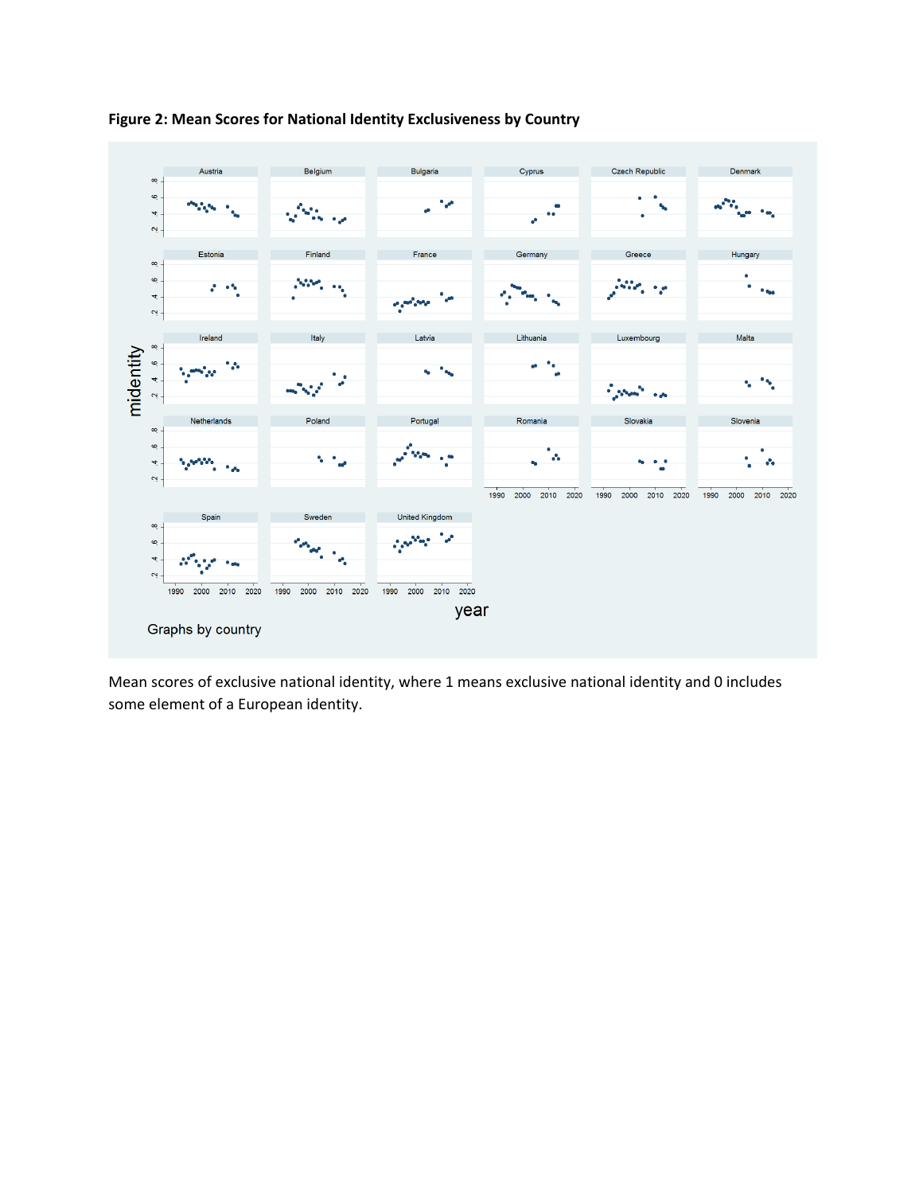**Figure 2: Mean Scores for National Identity Exclusiveness by Country**

Mean scores of exclusive national identity, where 1 means exclusive national identity and 0 includes some element of a European identity.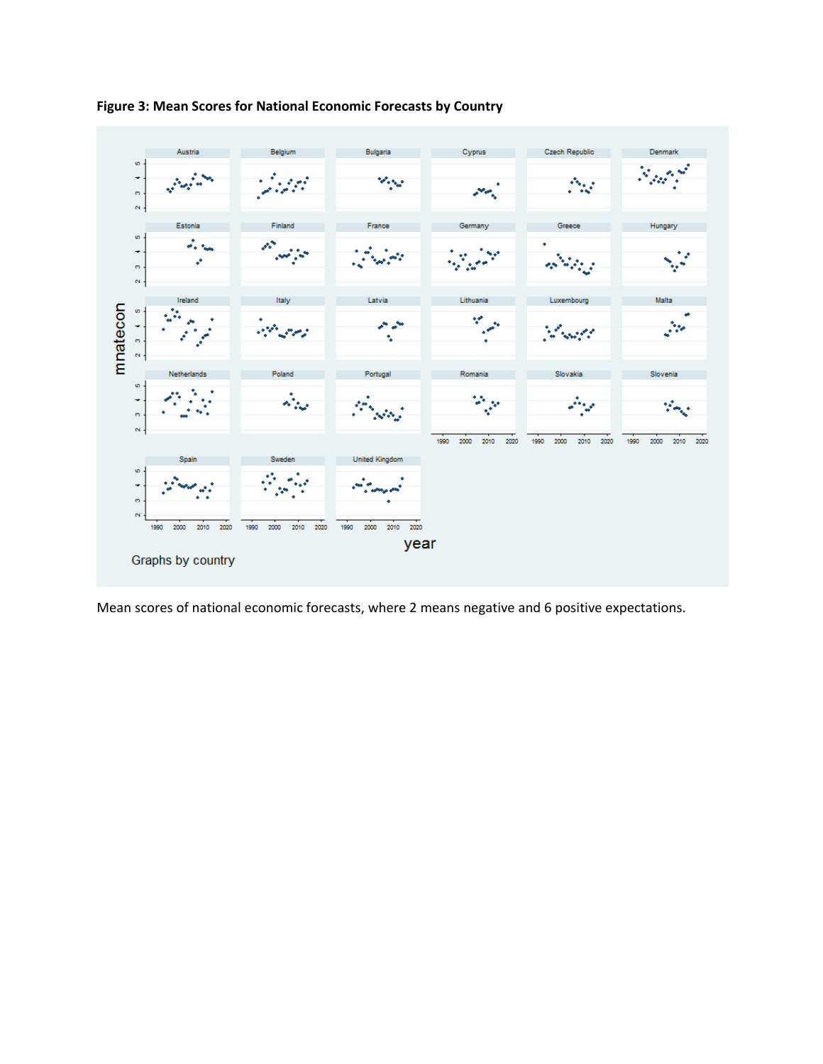**Figure 3: Mean Scores for National Economic Forecasts by Country**

Mean scores of national economic forecasts, where 2 means negative and 6 positive expectations.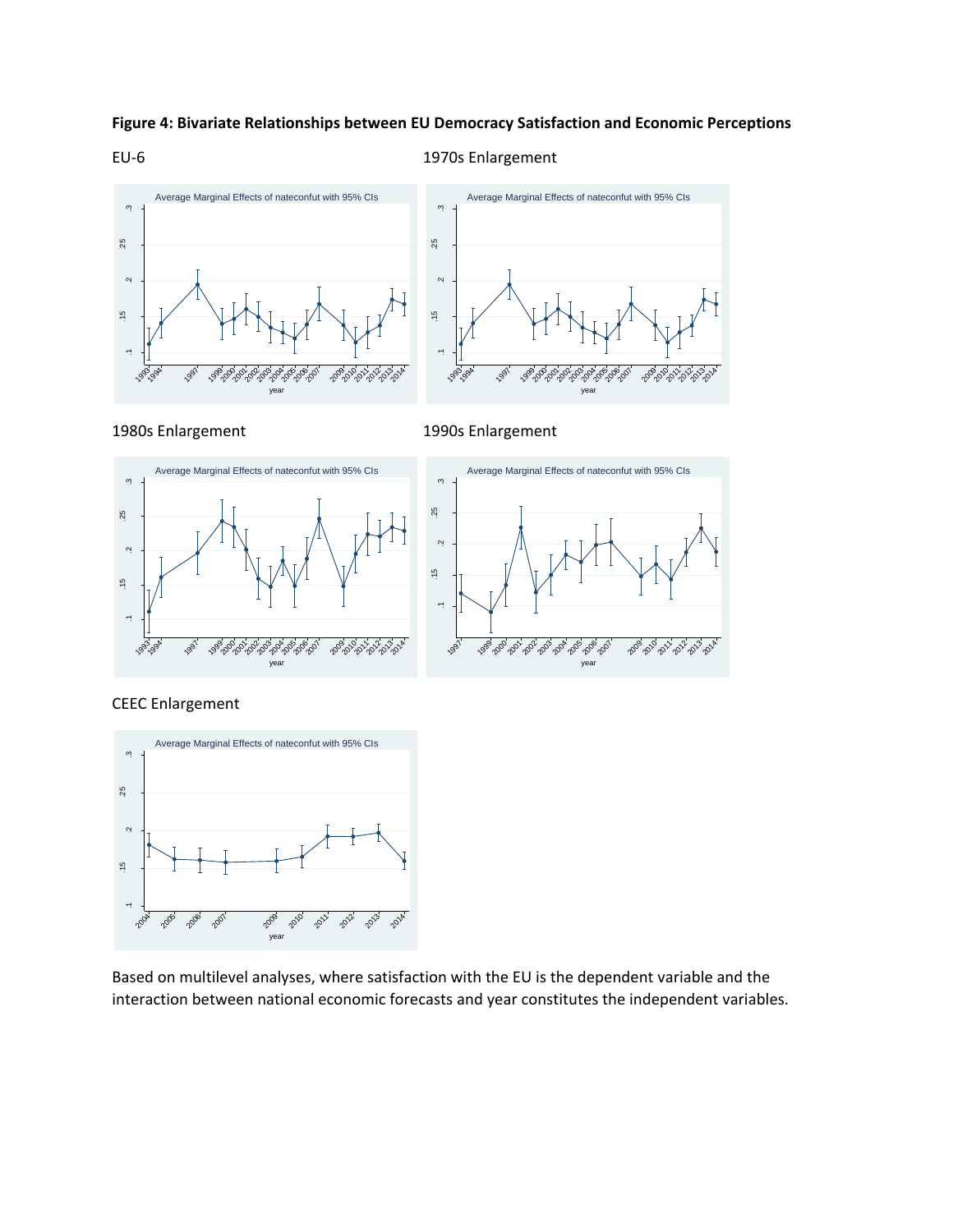**Figure 4: Bivariate Relationships between EU Democracy Satisfaction and Economic Perceptions**

EU-6

1970s Enlargement

1980s Enlargement

1990s Enlargement

CEEC Enlargement

Based on multilevel analyses, where satisfaction with the EU is the dependent variable and the interaction between national economic forecasts and year constitutes the independent variables.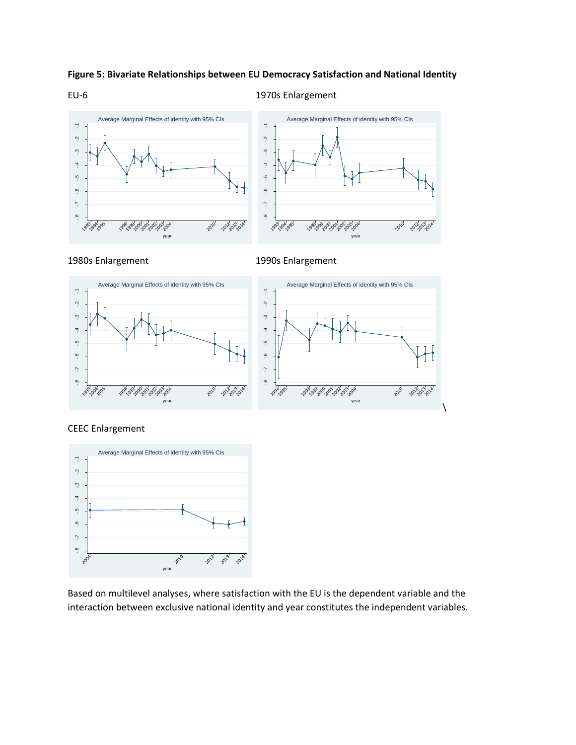**Figure 5: Bivariate Relationships between EU Democracy Satisfaction and National Identity**

EU-6

1970s Enlargement

1980s Enlargement

1990s Enlargement

CEEC Enlargement

Based on multilevel analyses, where satisfaction with the EU is the dependent variable and the interaction between exclusive national identity and year constitutes the independent variables.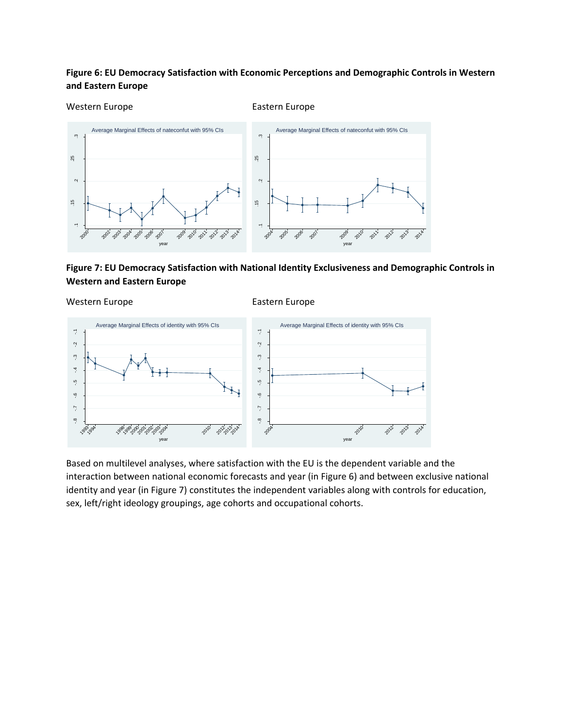**Figure 6: EU Democracy Satisfaction with Economic Perceptions and Demographic Controls in Western and Eastern Europe**

Western Europe

Eastern Europe

**Figure 7: EU Democracy Satisfaction with National Identity Exclusiveness and Demographic Controls in Western and Eastern Europe**

Western Europe

Eastern Europe

Based on multilevel analyses, where satisfaction with the EU is the dependent variable and the interaction between national economic forecasts and year (in Figure 6) and between exclusive national identity and year (in Figure 7) constitutes the independent variables along with controls for education, sex, left/right ideology groupings, age cohorts and occupational cohorts.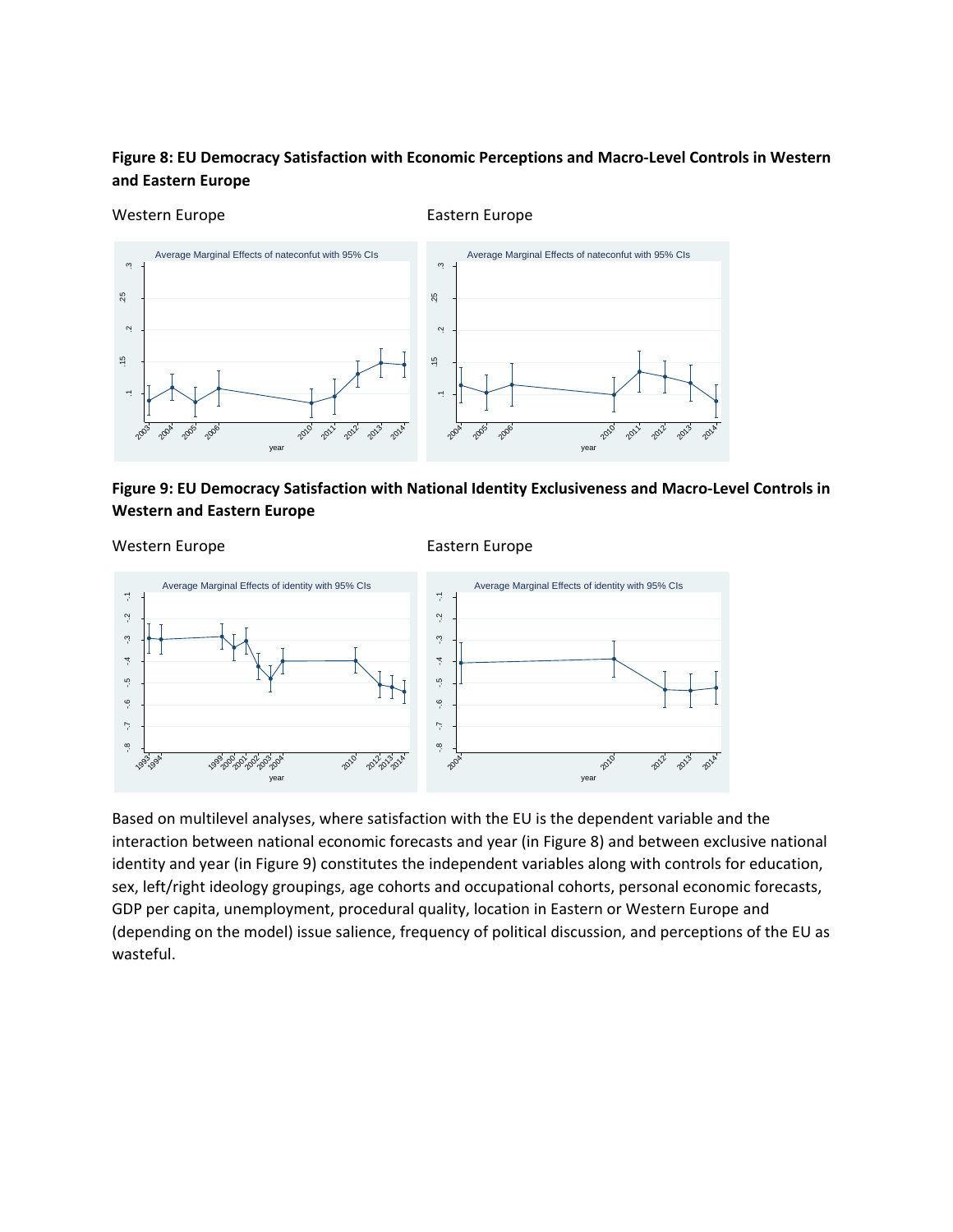**Figure 8: EU Democracy Satisfaction with Economic Perceptions and Macro-Level Controls in Western and Eastern Europe**

Western Europe

Eastern Europe

**Figure 9: EU Democracy Satisfaction with National Identity Exclusiveness and Macro-Level Controls in Western and Eastern Europe**

Western Europe

Eastern Europe

Based on multilevel analyses, where satisfaction with the EU is the dependent variable and the interaction between national economic forecasts and year (in Figure 8) and between exclusive national identity and year (in Figure 9) constitutes the independent variables along with controls for education, sex, left/right ideology groupings, age cohorts and occupational cohorts, personal economic forecasts, GDP per capita, unemployment, procedural quality, location in Eastern or Western Europe and (depending on the model) issue salience, frequency of political discussion, and perceptions of the EU as wasteful.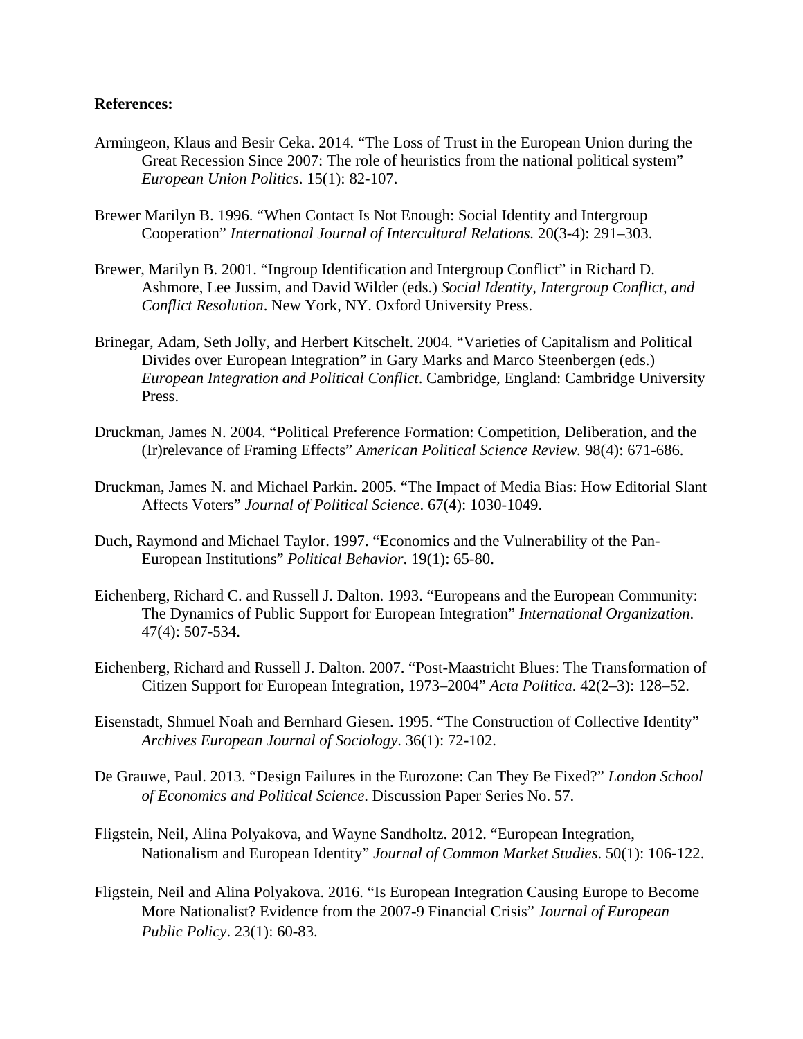**References:**

Armingeon, Klaus and Besir Ceka. 2014. "The Loss of Trust in the European Union during the Great Recession Since 2007: The role of heuristics from the national political system" *European Union Politics*. 15(1): 82-107.

Brewer Marilyn B. 1996. "When Contact Is Not Enough: Social Identity and Intergroup Cooperation" *International Journal of Intercultural Relations.* 20(3-4): 291–303.

Brewer, Marilyn B. 2001. "Ingroup Identification and Intergroup Conflict" in Richard D. Ashmore, Lee Jussim, and David Wilder (eds.) *Social Identity, Intergroup Conflict, and Conflict Resolution*. New York, NY. Oxford University Press.

Brinegar, Adam, Seth Jolly, and Herbert Kitschelt. 2004. "Varieties of Capitalism and Political Divides over European Integration" in Gary Marks and Marco Steenbergen (eds.) *European Integration and Political Conflict*. Cambridge, England: Cambridge University Press.

Druckman, James N. 2004. "Political Preference Formation: Competition, Deliberation, and the (Ir)relevance of Framing Effects" *American Political Science Review.* 98(4): 671-686.

Druckman, James N. and Michael Parkin. 2005. "The Impact of Media Bias: How Editorial Slant Affects Voters" *Journal of Political Science*. 67(4): 1030-1049.

Duch, Raymond and Michael Taylor. 1997. "Economics and the Vulnerability of the Pan-European Institutions" *Political Behavior*. 19(1): 65-80.

Eichenberg, Richard C. and Russell J. Dalton. 1993. "Europeans and the European Community: The Dynamics of Public Support for European Integration" *International Organization.* 47(4): 507-534.

Eichenberg, Richard and Russell J. Dalton. 2007. "Post-Maastricht Blues: The Transformation of Citizen Support for European Integration, 1973–2004" *Acta Politica*. 42(2–3): 128–52.

Eisenstadt, Shmuel Noah and Bernhard Giesen. 1995. "The Construction of Collective Identity" *Archives European Journal of Sociology*. 36(1): 72-102.

De Grauwe, Paul. 2013. "Design Failures in the Eurozone: Can They Be Fixed?" *London School of Economics and Political Science*. Discussion Paper Series No. 57.

Fligstein, Neil, Alina Polyakova, and Wayne Sandholtz. 2012. "European Integration, Nationalism and European Identity" *Journal of Common Market Studies*. 50(1): 106-122.

Fligstein, Neil and Alina Polyakova. 2016. "Is European Integration Causing Europe to Become More Nationalist? Evidence from the 2007-9 Financial Crisis" *Journal of European Public Policy*. 23(1): 60-83.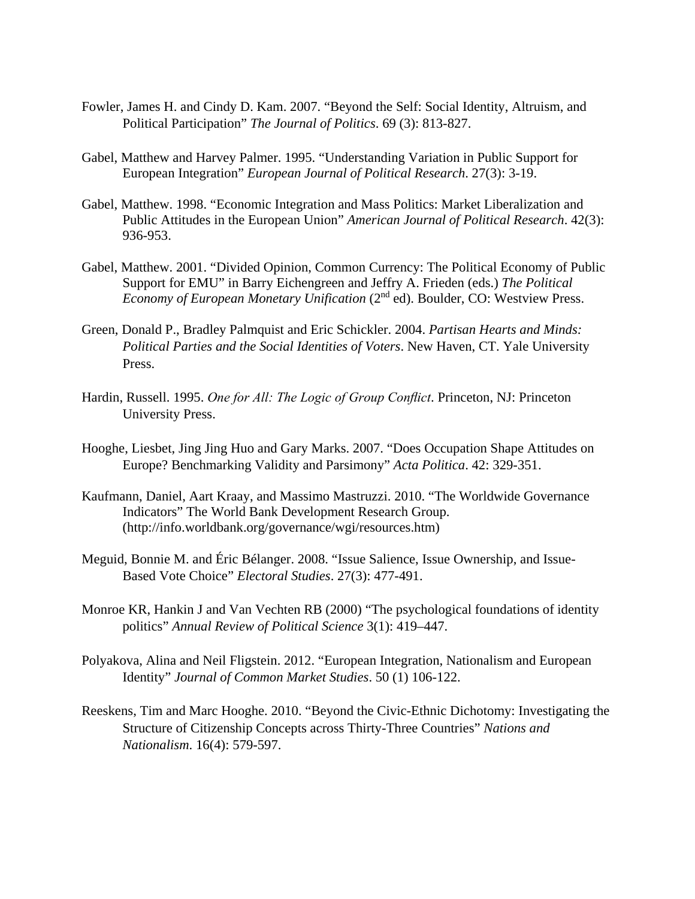Fowler, James H. and Cindy D. Kam. 2007. "Beyond the Self: Social Identity, Altruism, and Political Participation" *The Journal of Politics*. 69 (3): 813-827.

Gabel, Matthew and Harvey Palmer. 1995. "Understanding Variation in Public Support for European Integration" *European Journal of Political Research*. 27(3): 3-19.

Gabel, Matthew. 1998. "Economic Integration and Mass Politics: Market Liberalization and Public Attitudes in the European Union" *American Journal of Political Research*. 42(3): 936-953.

Gabel, Matthew. 2001. "Divided Opinion, Common Currency: The Political Economy of Public Support for EMU" in Barry Eichengreen and Jeffry A. Frieden (eds.) *The Political Economy of European Monetary Unification* (2nd ed). Boulder, CO: Westview Press.

Green, Donald P., Bradley Palmquist and Eric Schickler. 2004. *Partisan Hearts and Minds: Political Parties and the Social Identities of Voters*. New Haven, CT. Yale University Press.

Hardin, Russell. 1995. *One for All: The Logic of Group Conflict*. Princeton, NJ: Princeton University Press.

Hooghe, Liesbet, Jing Jing Huo and Gary Marks. 2007. "Does Occupation Shape Attitudes on Europe? Benchmarking Validity and Parsimony" *Acta Politica*. 42: 329-351.

Kaufmann, Daniel, Aart Kraay, and Massimo Mastruzzi. 2010. "The Worldwide Governance Indicators" The World Bank Development Research Group. (http://info.worldbank.org/governance/wgi/resources.htm)

Meguid, Bonnie M. and Éric Bélanger. 2008. "Issue Salience, Issue Ownership, and Issue-Based Vote Choice" *Electoral Studies*. 27(3): 477-491.

Monroe KR, Hankin J and Van Vechten RB (2000) "The psychological foundations of identity politics" *Annual Review of Political Science* 3(1): 419–447.

Polyakova, Alina and Neil Fligstein. 2012. "European Integration, Nationalism and European Identity" *Journal of Common Market Studies*. 50 (1) 106-122.

Reeskens, Tim and Marc Hooghe. 2010. "Beyond the Civic-Ethnic Dichotomy: Investigating the Structure of Citizenship Concepts across Thirty-Three Countries" *Nations and Nationalism*. 16(4): 579-597.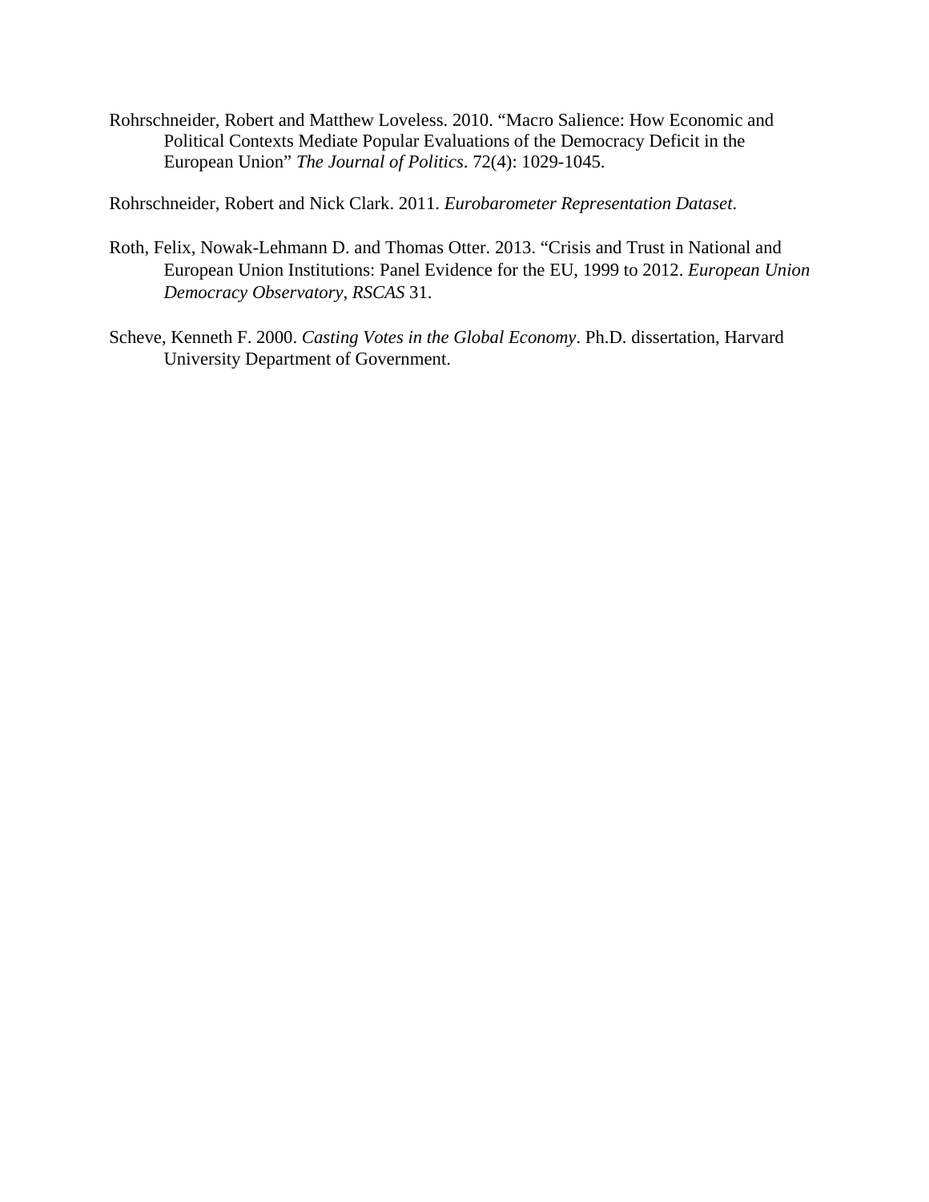Rohrschneider, Robert and Matthew Loveless. 2010. "Macro Salience: How Economic and Political Contexts Mediate Popular Evaluations of the Democracy Deficit in the European Union" *The Journal of Politics*. 72(4): 1029-1045.

Rohrschneider, Robert and Nick Clark. 2011. *Eurobarometer Representation Dataset*.

Roth, Felix, Nowak-Lehmann D. and Thomas Otter. 2013. "Crisis and Trust in National and European Union Institutions: Panel Evidence for the EU, 1999 to 2012. *European Union Democracy Observatory, RSCAS* 31.

Scheve, Kenneth F. 2000. *Casting Votes in the Global Economy*. Ph.D. dissertation, Harvard University Department of Government.